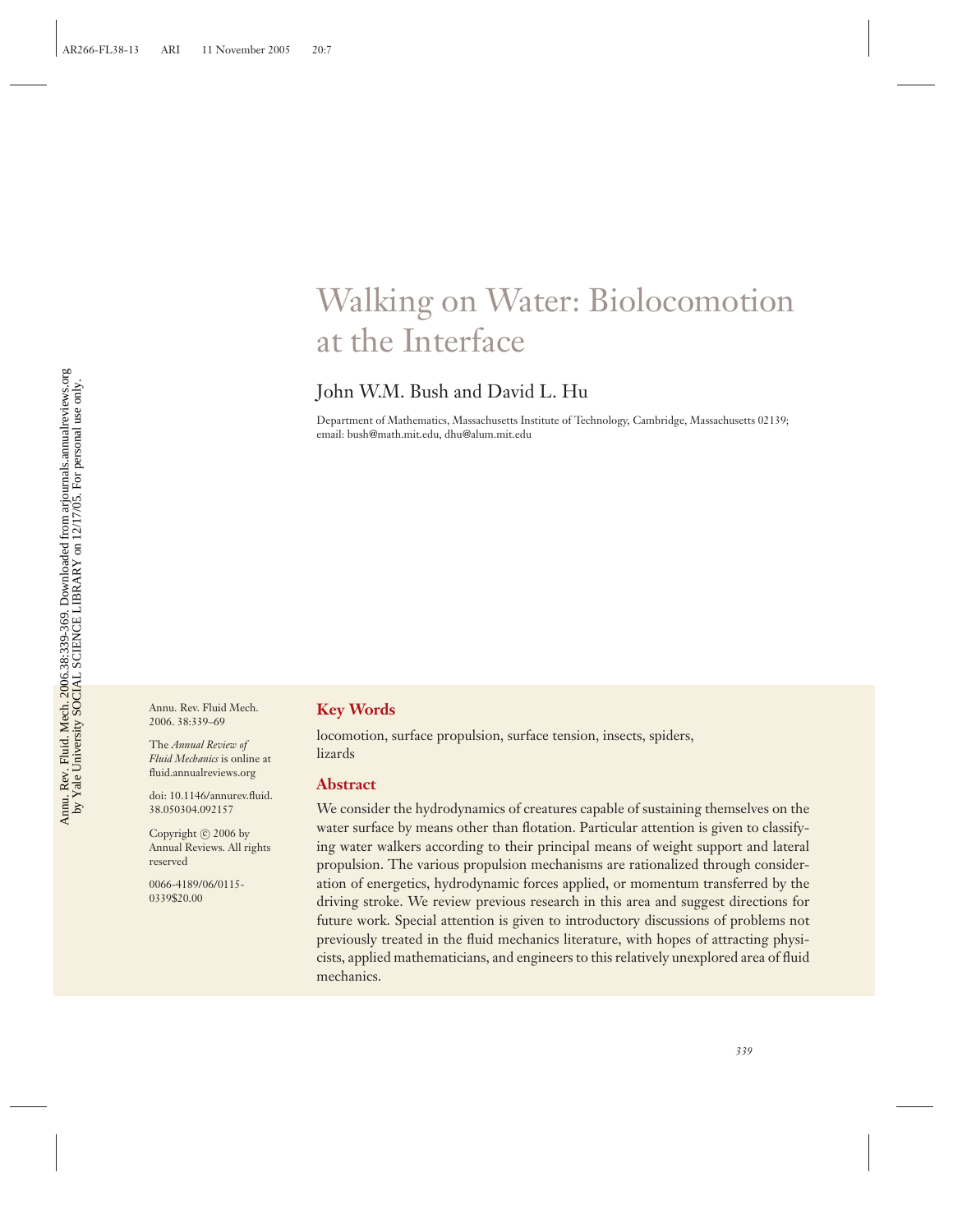# Walking on Water: Biolocomotion at the Interface

John W.M. Bush and David L. Hu

Department of Mathematics, Massachusetts Institute of Technology, Cambridge, Massachusetts 02139; email: bush@math.mit.edu, dhu@alum.mit.edu

Annu. Rev. Fluid Mech. 2006. 38:339–69

The *Annual Review of Fluid Mechanics* is online at fluid.annualreviews.org

doi: 10.1146/annurev.fluid.38.050304.092157

Copyright © 2006 by Annual Reviews. All rights reserved

0066-4189/06/0115-0339$20.00

## Key Words

locomotion, surface propulsion, surface tension, insects, spiders, lizards

## Abstract

We consider the hydrodynamics of creatures capable of sustaining themselves on the water surface by means other than flotation. Particular attention is given to classifying water walkers according to their principal means of weight support and lateral propulsion. The various propulsion mechanisms are rationalized through consideration of energetics, hydrodynamic forces applied, or momentum transferred by the driving stroke. We review previous research in this area and suggest directions for future work. Special attention is given to introductory discussions of problems not previously treated in the fluid mechanics literature, with hopes of attracting physicists, applied mathematicians, and engineers to this relatively unexplored area of fluid mechanics.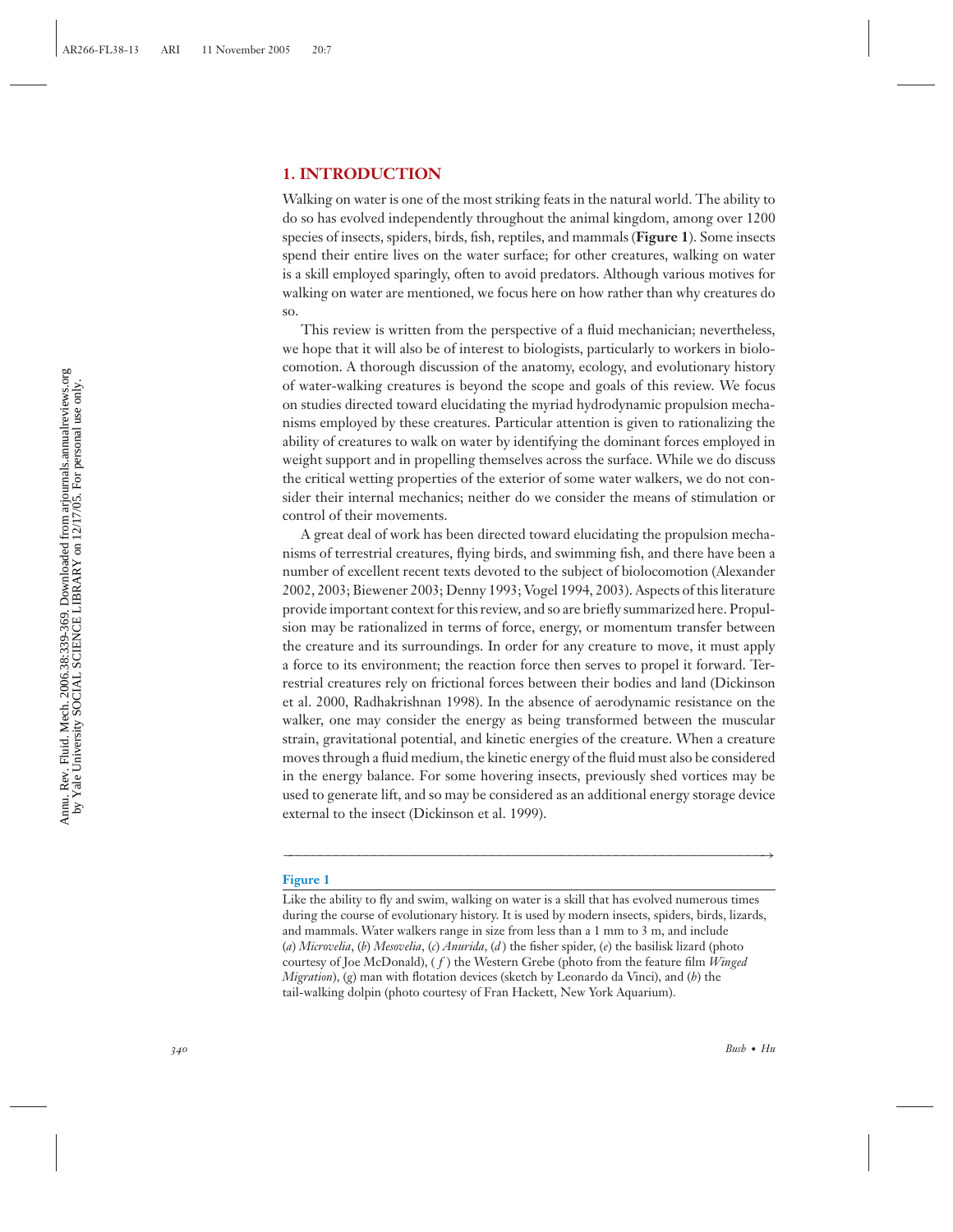## 1. INTRODUCTION

Walking on water is one of the most striking feats in the natural world. The ability to do so has evolved independently throughout the animal kingdom, among over 1200 species of insects, spiders, birds, fish, reptiles, and mammals (**Figure 1**). Some insects spend their entire lives on the water surface; for other creatures, walking on water is a skill employed sparingly, often to avoid predators. Although various motives for walking on water are mentioned, we focus here on how rather than why creatures do so.

This review is written from the perspective of a fluid mechanician; nevertheless, we hope that it will also be of interest to biologists, particularly to workers in biolocomotion. A thorough discussion of the anatomy, ecology, and evolutionary history of water-walking creatures is beyond the scope and goals of this review. We focus on studies directed toward elucidating the myriad hydrodynamic propulsion mechanisms employed by these creatures. Particular attention is given to rationalizing the ability of creatures to walk on water by identifying the dominant forces employed in weight support and in propelling themselves across the surface. While we do discuss the critical wetting properties of the exterior of some water walkers, we do not consider their internal mechanics; neither do we consider the means of stimulation or control of their movements.

A great deal of work has been directed toward elucidating the propulsion mechanisms of terrestrial creatures, flying birds, and swimming fish, and there have been a number of excellent recent texts devoted to the subject of biolocomotion (Alexander 2002, 2003; Biewener 2003; Denny 1993; Vogel 1994, 2003). Aspects of this literature provide important context for this review, and so are briefly summarized here. Propulsion may be rationalized in terms of force, energy, or momentum transfer between the creature and its surroundings. In order for any creature to move, it must apply a force to its environment; the reaction force then serves to propel it forward. Terrestrial creatures rely on frictional forces between their bodies and land (Dickinson et al. 2000, Radhakrishnan 1998). In the absence of aerodynamic resistance on the walker, one may consider the energy as being transformed between the muscular strain, gravitational potential, and kinetic energies of the creature. When a creature moves through a fluid medium, the kinetic energy of the fluid must also be considered in the energy balance. For some hovering insects, previously shed vortices may be used to generate lift, and so may be considered as an additional energy storage device external to the insect (Dickinson et al. 1999).

**Figure 1**

Like the ability to fly and swim, walking on water is a skill that has evolved numerous times during the course of evolutionary history. It is used by modern insects, spiders, birds, lizards, and mammals. Water walkers range in size from less than a 1 mm to 3 m, and include (*a*) *Microvelia*, (*b*) *Mesovelia*, (*c*) *Anurida*, (*d*) the fisher spider, (*e*) the basilisk lizard (photo courtesy of Joe McDonald), (*f*) the Western Grebe (photo from the feature film *Winged Migration*), (*g*) man with flotation devices (sketch by Leonardo da Vinci), and (*h*) the tail-walking dolpin (photo courtesy of Fran Hackett, New York Aquarium).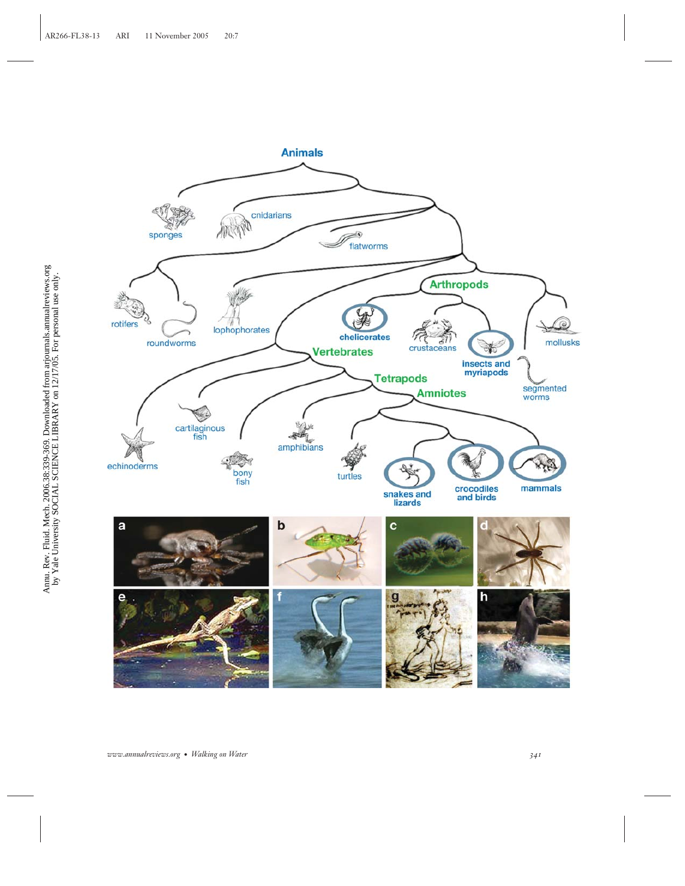Animals

sponges

cnidarians

flatworms

rotifers

roundworms

lophophorates

Arthropods

chelicerates

crustaceans

insects and myriapods

mollusks

segmented worms

Vertebrates

Tetrapods

Amniotes

echinoderms

cartilaginous fish

bony fish

amphibians

turtles

snakes and lizards

crocodiles and birds

mammals

a b c d

e f g h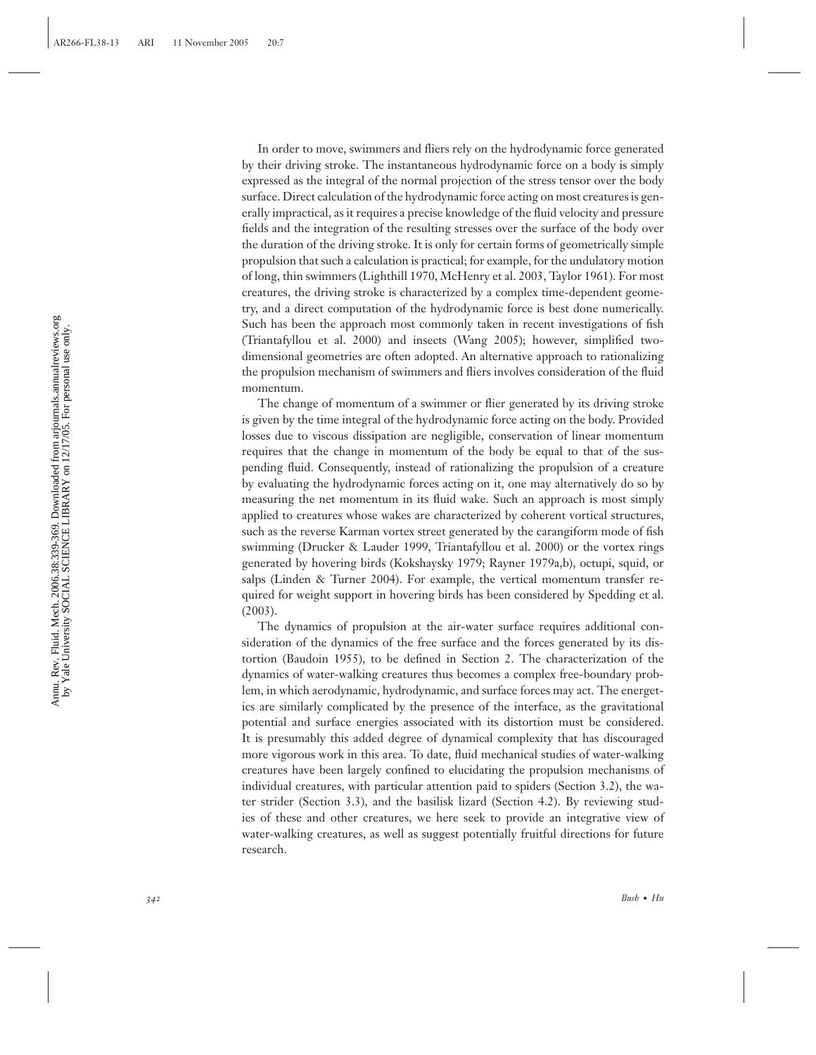In order to move, swimmers and fliers rely on the hydrodynamic force generated by their driving stroke. The instantaneous hydrodynamic force on a body is simply expressed as the integral of the normal projection of the stress tensor over the body surface. Direct calculation of the hydrodynamic force acting on most creatures is generally impractical, as it requires a precise knowledge of the fluid velocity and pressure fields and the integration of the resulting stresses over the surface of the body over the duration of the driving stroke. It is only for certain forms of geometrically simple propulsion that such a calculation is practical; for example, for the undulatory motion of long, thin swimmers (Lighthill 1970, McHenry et al. 2003, Taylor 1961). For most creatures, the driving stroke is characterized by a complex time-dependent geometry, and a direct computation of the hydrodynamic force is best done numerically. Such has been the approach most commonly taken in recent investigations of fish (Triantafyllou et al. 2000) and insects (Wang 2005); however, simplified two-dimensional geometries are often adopted. An alternative approach to rationalizing the propulsion mechanism of swimmers and fliers involves consideration of the fluid momentum.

The change of momentum of a swimmer or flier generated by its driving stroke is given by the time integral of the hydrodynamic force acting on the body. Provided losses due to viscous dissipation are negligible, conservation of linear momentum requires that the change in momentum of the body be equal to that of the suspending fluid. Consequently, instead of rationalizing the propulsion of a creature by evaluating the hydrodynamic forces acting on it, one may alternatively do so by measuring the net momentum in its fluid wake. Such an approach is most simply applied to creatures whose wakes are characterized by coherent vortical structures, such as the reverse Karman vortex street generated by the carangiform mode of fish swimming (Drucker & Lauder 1999, Triantafyllou et al. 2000) or the vortex rings generated by hovering birds (Kokshaysky 1979; Rayner 1979a,b), octupi, squid, or salps (Linden & Turner 2004). For example, the vertical momentum transfer required for weight support in hovering birds has been considered by Spedding et al. (2003).

The dynamics of propulsion at the air-water surface requires additional consideration of the dynamics of the free surface and the forces generated by its distortion (Baudoin 1955), to be defined in Section 2. The characterization of the dynamics of water-walking creatures thus becomes a complex free-boundary problem, in which aerodynamic, hydrodynamic, and surface forces may act. The energetics are similarly complicated by the presence of the interface, as the gravitational potential and surface energies associated with its distortion must be considered. It is presumably this added degree of dynamical complexity that has discouraged more vigorous work in this area. To date, fluid mechanical studies of water-walking creatures have been largely confined to elucidating the propulsion mechanisms of individual creatures, with particular attention paid to spiders (Section 3.2), the water strider (Section 3.3), and the basilisk lizard (Section 4.2). By reviewing studies of these and other creatures, we here seek to provide an integrative view of water-walking creatures, as well as suggest potentially fruitful directions for future research.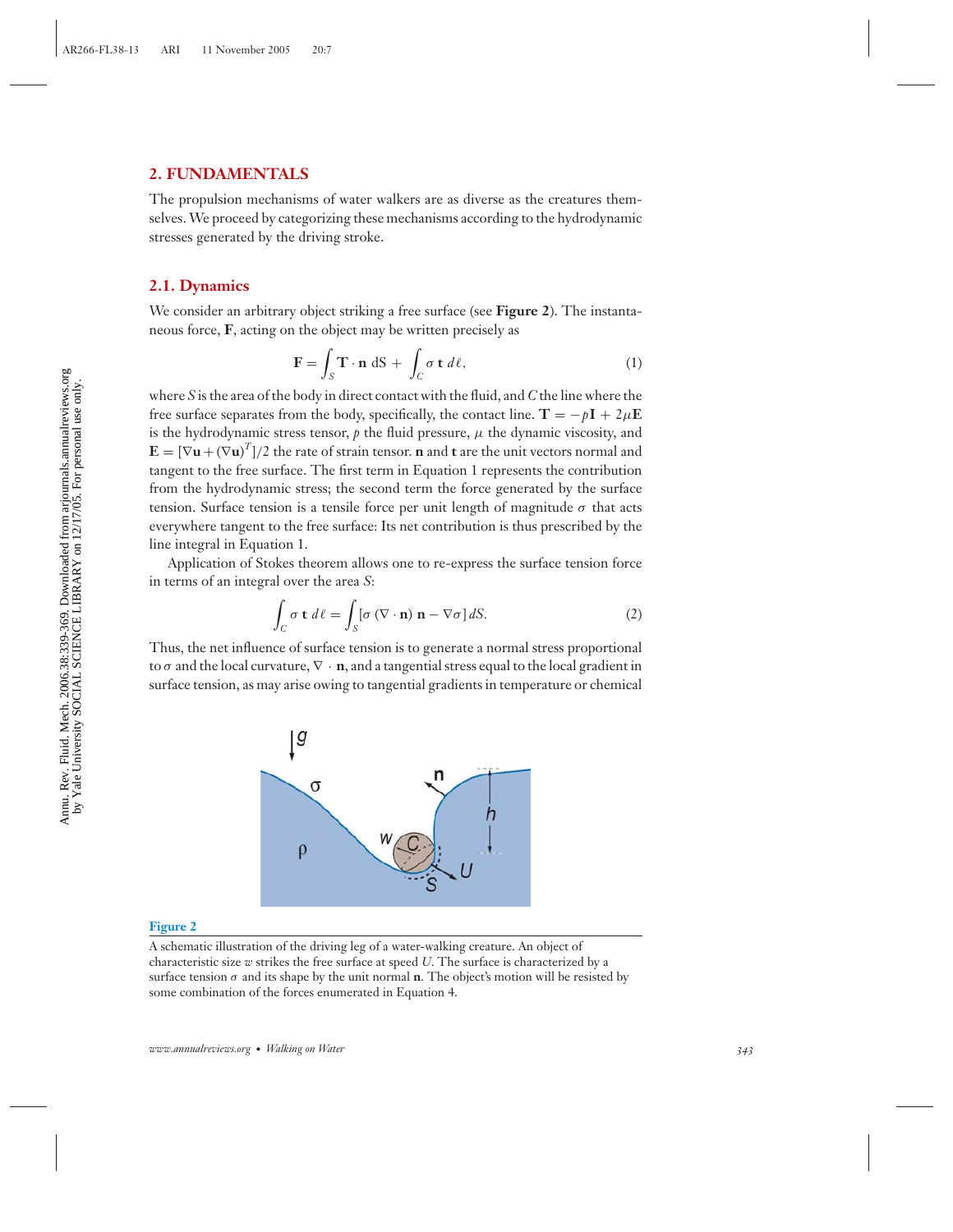## 2. FUNDAMENTALS

The propulsion mechanisms of water walkers are as diverse as the creatures themselves. We proceed by categorizing these mechanisms according to the hydrodynamic stresses generated by the driving stroke.

### 2.1. Dynamics

We consider an arbitrary object striking a free surface (see **Figure 2**). The instantaneous force, $\mathbf{F}$, acting on the object may be written precisely as

$$\mathbf{F} = \int_S \mathbf{T} \cdot \mathbf{n} \, \mathrm{d}S + \int_C \sigma \, \mathbf{t} \, d\ell, \tag{1}$$

where $S$ is the area of the body in direct contact with the fluid, and $C$ the line where the free surface separates from the body, specifically, the contact line. $\mathbf{T} = -p\mathbf{I} + 2\mu\mathbf{E}$ is the hydrodynamic stress tensor, $p$ the fluid pressure, $\mu$ the dynamic viscosity, and $\mathbf{E} = [\nabla\mathbf{u} + (\nabla\mathbf{u})^T]/2$ the rate of strain tensor. $\mathbf{n}$ and $\mathbf{t}$ are the unit vectors normal and tangent to the free surface. The first term in Equation 1 represents the contribution from the hydrodynamic stress; the second term the force generated by the surface tension. Surface tension is a tensile force per unit length of magnitude $\sigma$ that acts everywhere tangent to the free surface: Its net contribution is thus prescribed by the line integral in Equation 1.

Application of Stokes theorem allows one to re-express the surface tension force in terms of an integral over the area $S$:

$$\int_C \sigma \, \mathbf{t} \, d\ell = \int_S [\sigma \, (\nabla \cdot \mathbf{n}) \, \mathbf{n} - \nabla\sigma] \, dS. \tag{2}$$

Thus, the net influence of surface tension is to generate a normal stress proportional to $\sigma$ and the local curvature, $\nabla \cdot \mathbf{n}$, and a tangential stress equal to the local gradient in surface tension, as may arise owing to tangential gradients in temperature or chemical

**Figure 2**

A schematic illustration of the driving leg of a water-walking creature. An object of characteristic size $w$ strikes the free surface at speed $U$. The surface is characterized by a surface tension $\sigma$ and its shape by the unit normal $\mathbf{n}$. The object's motion will be resisted by some combination of the forces enumerated in Equation 4.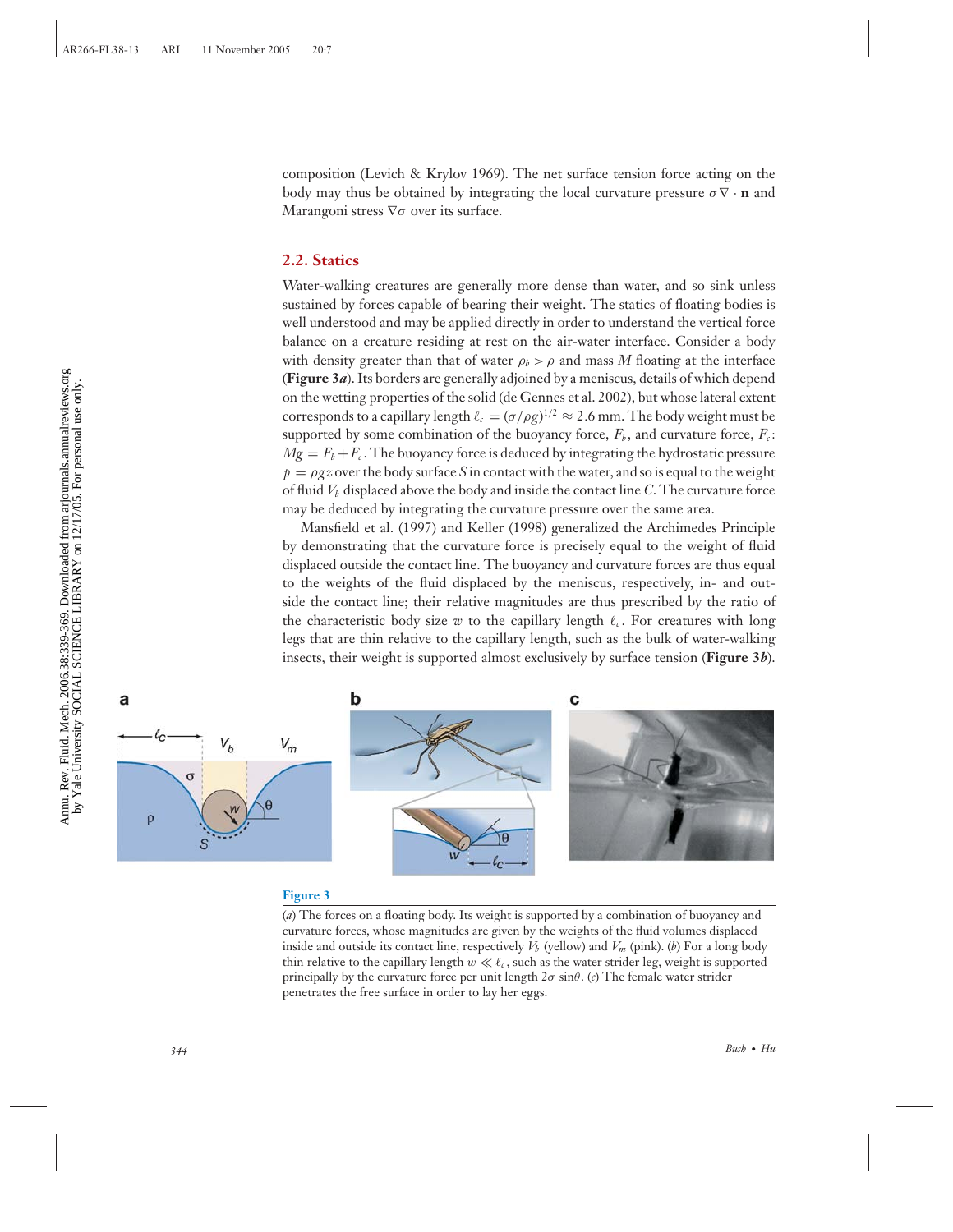composition (Levich & Krylov 1969). The net surface tension force acting on the body may thus be obtained by integrating the local curvature pressure $\sigma \nabla \cdot \mathbf{n}$ and Marangoni stress $\nabla\sigma$ over its surface.

## 2.2. Statics

Water-walking creatures are generally more dense than water, and so sink unless sustained by forces capable of bearing their weight. The statics of floating bodies is well understood and may be applied directly in order to understand the vertical force balance on a creature residing at rest on the air-water interface. Consider a body with density greater than that of water $\rho_b > \rho$ and mass $M$ floating at the interface (**Figure 3*a***). Its borders are generally adjoined by a meniscus, details of which depend on the wetting properties of the solid (de Gennes et al. 2002), but whose lateral extent corresponds to a capillary length $\ell_c = (\sigma/\rho g)^{1/2} \approx 2.6$ mm. The body weight must be supported by some combination of the buoyancy force, $F_b$, and curvature force, $F_c$: $Mg = F_b + F_c$. The buoyancy force is deduced by integrating the hydrostatic pressure $p = \rho g z$ over the body surface $S$ in contact with the water, and so is equal to the weight of fluid $V_b$ displaced above the body and inside the contact line $C$. The curvature force may be deduced by integrating the curvature pressure over the same area.

Mansfield et al. (1997) and Keller (1998) generalized the Archimedes Principle by demonstrating that the curvature force is precisely equal to the weight of fluid displaced outside the contact line. The buoyancy and curvature forces are thus equal to the weights of the fluid displaced by the meniscus, respectively, in- and outside the contact line; their relative magnitudes are thus prescribed by the ratio of the characteristic body size $w$ to the capillary length $\ell_c$. For creatures with long legs that are thin relative to the capillary length, such as the bulk of water-walking insects, their weight is supported almost exclusively by surface tension (**Figure 3*b***).

**Figure 3**

(*a*) The forces on a floating body. Its weight is supported by a combination of buoyancy and curvature forces, whose magnitudes are given by the weights of the fluid volumes displaced inside and outside its contact line, respectively $V_b$ (yellow) and $V_m$ (pink). (*b*) For a long body thin relative to the capillary length $w \ll \ell_c$, such as the water strider leg, weight is supported principally by the curvature force per unit length $2\sigma \sin\theta$. (*c*) The female water strider penetrates the free surface in order to lay her eggs.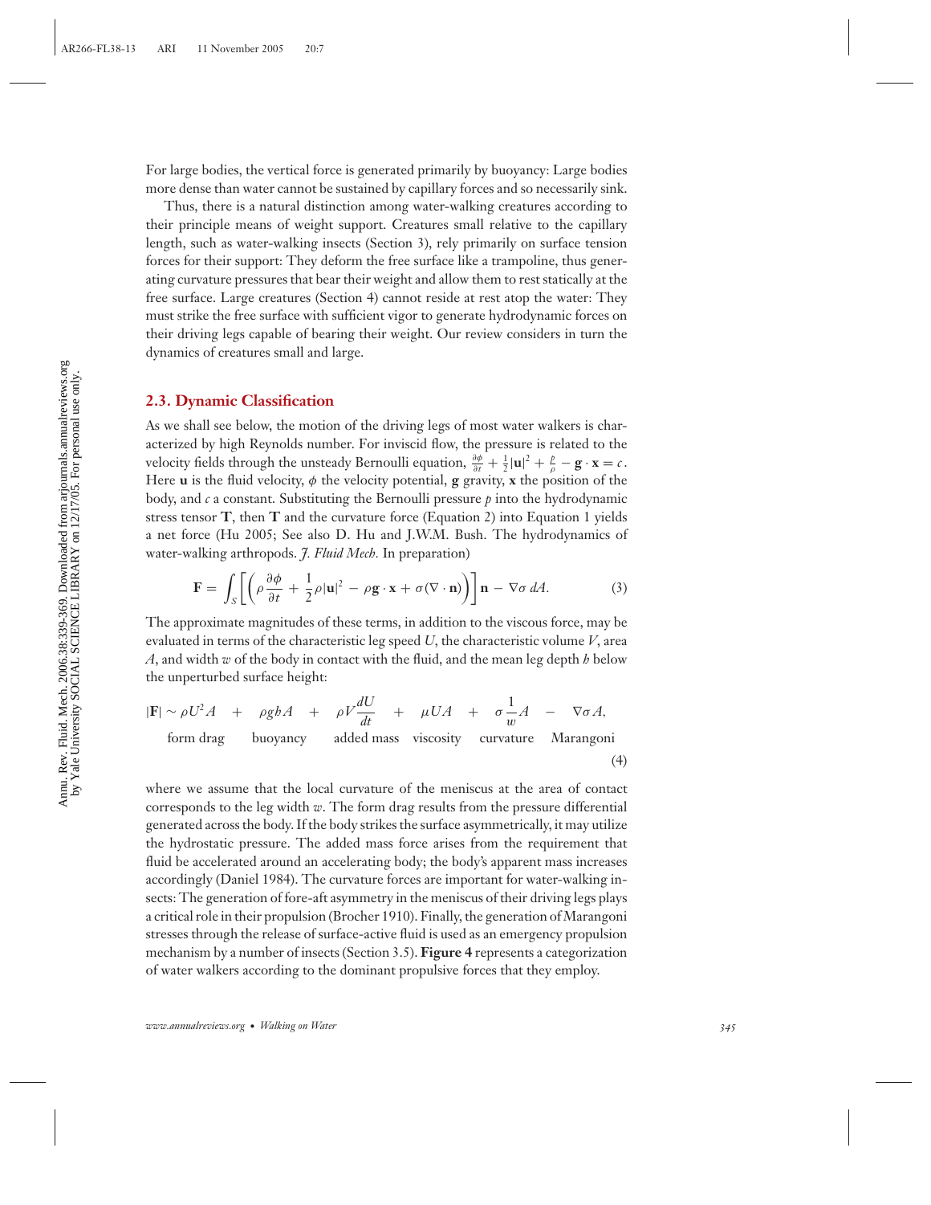For large bodies, the vertical force is generated primarily by buoyancy: Large bodies more dense than water cannot be sustained by capillary forces and so necessarily sink.

Thus, there is a natural distinction among water-walking creatures according to their principle means of weight support. Creatures small relative to the capillary length, such as water-walking insects (Section 3), rely primarily on surface tension forces for their support: They deform the free surface like a trampoline, thus generating curvature pressures that bear their weight and allow them to rest statically at the free surface. Large creatures (Section 4) cannot reside at rest atop the water: They must strike the free surface with sufficient vigor to generate hydrodynamic forces on their driving legs capable of bearing their weight. Our review considers in turn the dynamics of creatures small and large.

## 2.3. Dynamic Classification

As we shall see below, the motion of the driving legs of most water walkers is characterized by high Reynolds number. For inviscid flow, the pressure is related to the velocity fields through the unsteady Bernoulli equation, $\frac{\partial \phi}{\partial t} + \frac{1}{2}|\mathbf{u}|^2 + \frac{p}{\rho} - \mathbf{g} \cdot \mathbf{x} = c$. Here $\mathbf{u}$ is the fluid velocity, $\phi$ the velocity potential, $\mathbf{g}$ gravity, $\mathbf{x}$ the position of the body, and $c$ a constant. Substituting the Bernoulli pressure $p$ into the hydrodynamic stress tensor $\mathbf{T}$, then $\mathbf{T}$ and the curvature force (Equation 2) into Equation 1 yields a net force (Hu 2005; See also D. Hu and J.W.M. Bush. The hydrodynamics of water-walking arthropods. *J. Fluid Mech.* In preparation)

$$\mathbf{F} = \int_S \left[ \left( \rho \frac{\partial \phi}{\partial t} + \frac{1}{2}\rho |\mathbf{u}|^2 - \rho \mathbf{g} \cdot \mathbf{x} + \sigma(\nabla \cdot \mathbf{n}) \right) \right] \mathbf{n} - \nabla \sigma \, dA. \tag{3}$$

The approximate magnitudes of these terms, in addition to the viscous force, may be evaluated in terms of the characteristic leg speed $U$, the characteristic volume $V$, area $A$, and width $w$ of the body in contact with the fluid, and the mean leg depth $h$ below the unperturbed surface height:

$$|\mathbf{F}| \sim \underbrace{\rho U^2 A}_{\text{form drag}} + \underbrace{\rho g h A}_{\text{buoyancy}} + \underbrace{\rho V \frac{dU}{dt}}_{\text{added mass}} + \underbrace{\mu U A}_{\text{viscosity}} + \underbrace{\sigma \frac{1}{w} A}_{\text{curvature}} - \underbrace{\nabla \sigma A}_{\text{Marangoni}}, \tag{4}$$

where we assume that the local curvature of the meniscus at the area of contact corresponds to the leg width $w$. The form drag results from the pressure differential generated across the body. If the body strikes the surface asymmetrically, it may utilize the hydrostatic pressure. The added mass force arises from the requirement that fluid be accelerated around an accelerating body; the body's apparent mass increases accordingly (Daniel 1984). The curvature forces are important for water-walking insects: The generation of fore-aft asymmetry in the meniscus of their driving legs plays a critical role in their propulsion (Brocher 1910). Finally, the generation of Marangoni stresses through the release of surface-active fluid is used as an emergency propulsion mechanism by a number of insects (Section 3.5). **Figure 4** represents a categorization of water walkers according to the dominant propulsive forces that they employ.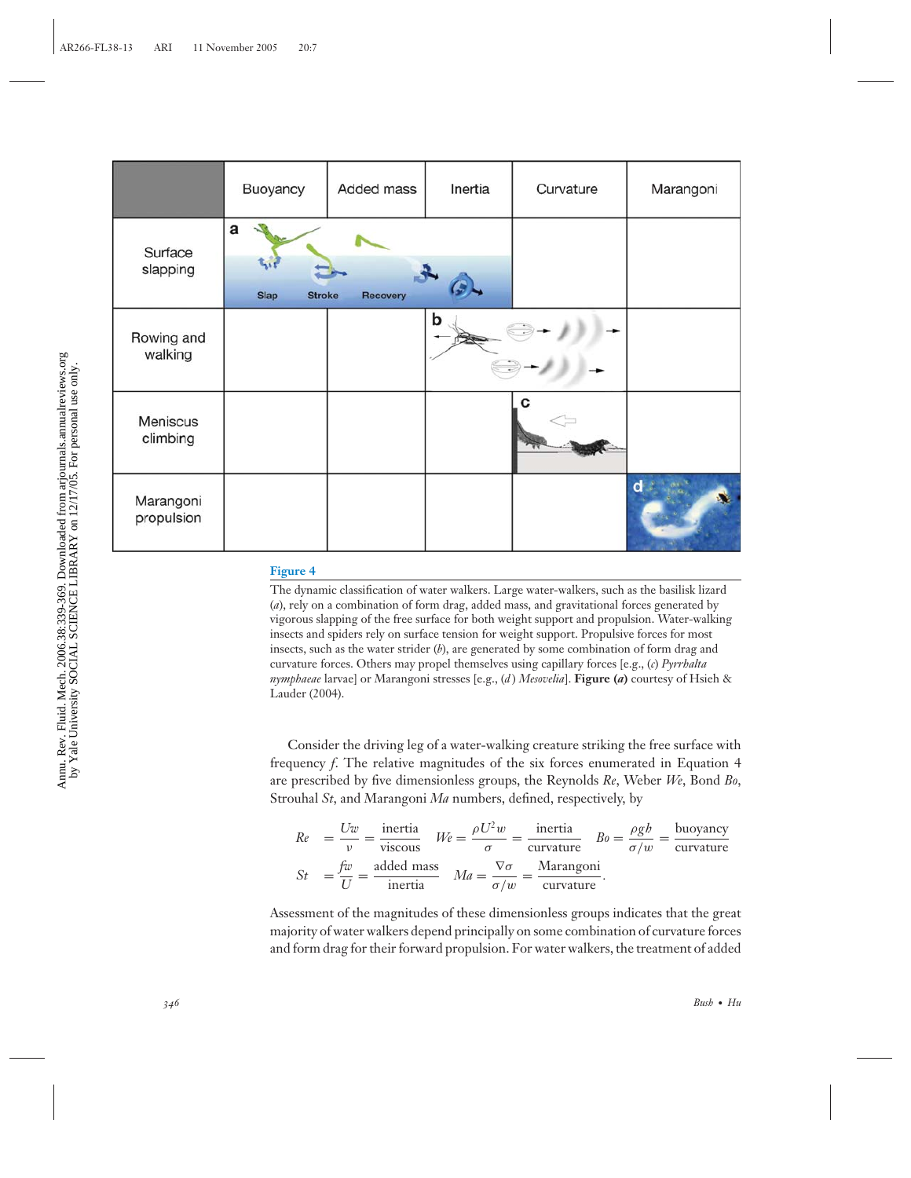| | Buoyancy | Added mass | Inertia | Curvature | Marangoni |
|---|---|---|---|---|---|
| Surface slapping | a | | | | |
| Rowing and walking | | | b | | |
| Meniscus climbing | | | | c | |
| Marangoni propulsion | | | | | d |

**Figure 4**

The dynamic classification of water walkers. Large water-walkers, such as the basilisk lizard (*a*), rely on a combination of form drag, added mass, and gravitational forces generated by vigorous slapping of the free surface for both weight support and propulsion. Water-walking insects and spiders rely on surface tension for weight support. Propulsive forces for most insects, such as the water strider (*b*), are generated by some combination of form drag and curvature forces. Others may propel themselves using capillary forces [e.g., (*c*) *Pyrrhalta nymphaeae* larvae] or Marangoni stresses [e.g., (*d*) *Mesovelia*]. **Figure (*a*)** courtesy of Hsieh & Lauder (2004).

Consider the driving leg of a water-walking creature striking the free surface with frequency $f$. The relative magnitudes of the six forces enumerated in Equation 4 are prescribed by five dimensionless groups, the Reynolds $Re$, Weber $We$, Bond $Bo$, Strouhal $St$, and Marangoni $Ma$ numbers, defined, respectively, by

$$Re = \frac{Uw}{\nu} = \frac{\text{inertia}}{\text{viscous}} \quad We = \frac{\rho U^2 w}{\sigma} = \frac{\text{inertia}}{\text{curvature}} \quad Bo = \frac{\rho g b}{\sigma / w} = \frac{\text{buoyancy}}{\text{curvature}}$$

$$St = \frac{fw}{U} = \frac{\text{added mass}}{\text{inertia}} \quad Ma = \frac{\nabla \sigma}{\sigma / w} = \frac{\text{Marangoni}}{\text{curvature}}.$$

Assessment of the magnitudes of these dimensionless groups indicates that the great majority of water walkers depend principally on some combination of curvature forces and form drag for their forward propulsion. For water walkers, the treatment of added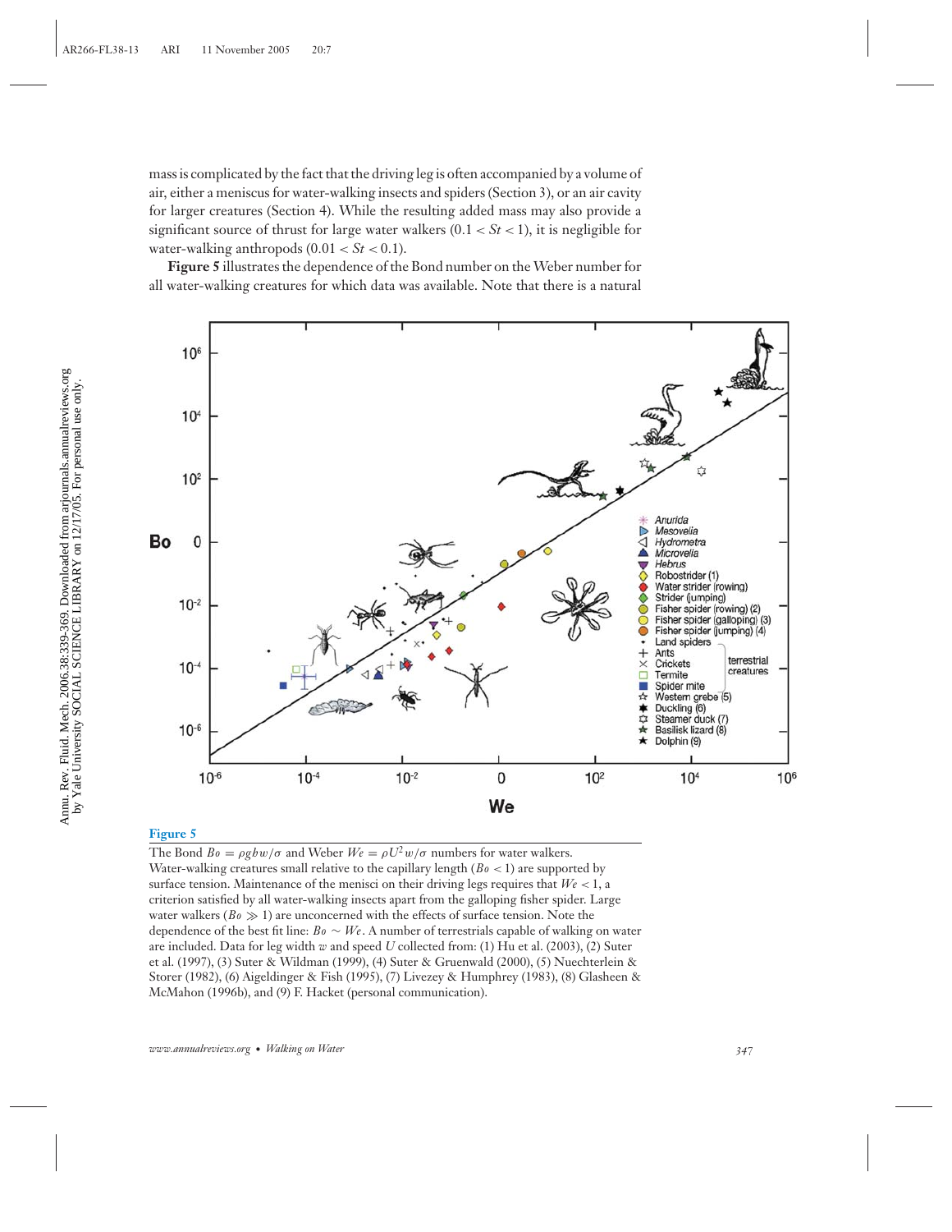mass is complicated by the fact that the driving leg is often accompanied by a volume of air, either a meniscus for water-walking insects and spiders (Section 3), or an air cavity for larger creatures (Section 4). While the resulting added mass may also provide a significant source of thrust for large water walkers ($0.1 < St < 1$), it is negligible for water-walking anthropods ($0.01 < St < 0.1$).

**Figure 5** illustrates the dependence of the Bond number on the Weber number for all water-walking creatures for which data was available. Note that there is a natural

**Figure 5**

The Bond $Bo = \rho g b w/\sigma$ and Weber $We = \rho U^2 w/\sigma$ numbers for water walkers. Water-walking creatures small relative to the capillary length ($Bo < 1$) are supported by surface tension. Maintenance of the menisci on their driving legs requires that $We < 1$, a criterion satisfied by all water-walking insects apart from the galloping fisher spider. Large water walkers ($Bo \gg 1$) are unconcerned with the effects of surface tension. Note the dependence of the best fit line: $Bo \sim We$. A number of terrestrials capable of walking on water are included. Data for leg width $w$ and speed $U$ collected from: (1) Hu et al. (2003), (2) Suter et al. (1997), (3) Suter & Wildman (1999), (4) Suter & Gruenwald (2000), (5) Nuechterlein & Storer (1982), (6) Aigeldinger & Fish (1995), (7) Livezey & Humphrey (1983), (8) Glasheen & McMahon (1996b), and (9) F. Hacket (personal communication).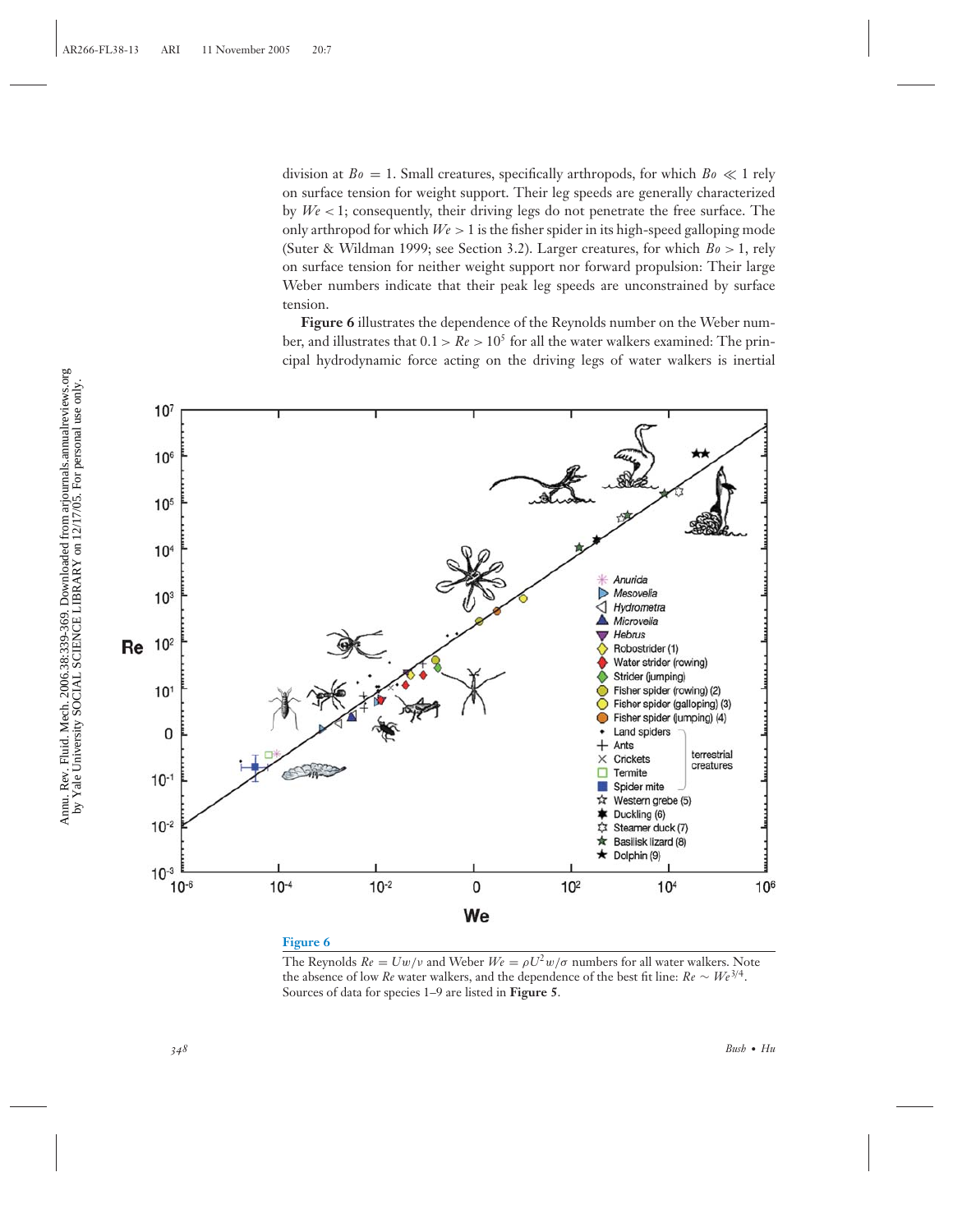division at $Bo = 1$. Small creatures, specifically arthropods, for which $Bo \ll 1$ rely on surface tension for weight support. Their leg speeds are generally characterized by $We < 1$; consequently, their driving legs do not penetrate the free surface. The only arthropod for which $We > 1$ is the fisher spider in its high-speed galloping mode (Suter & Wildman 1999; see Section 3.2). Larger creatures, for which $Bo > 1$, rely on surface tension for neither weight support nor forward propulsion: Their large Weber numbers indicate that their peak leg speeds are unconstrained by surface tension.

**Figure 6** illustrates the dependence of the Reynolds number on the Weber number, and illustrates that $0.1 > Re > 10^5$ for all the water walkers examined: The principal hydrodynamic force acting on the driving legs of water walkers is inertial

**Figure 6**

The Reynolds $Re = Uw/\nu$ and Weber $We = \rho U^2 w/\sigma$ numbers for all water walkers. Note the absence of low $Re$ water walkers, and the dependence of the best fit line: $Re \sim We^{3/4}$. Sources of data for species 1–9 are listed in **Figure 5**.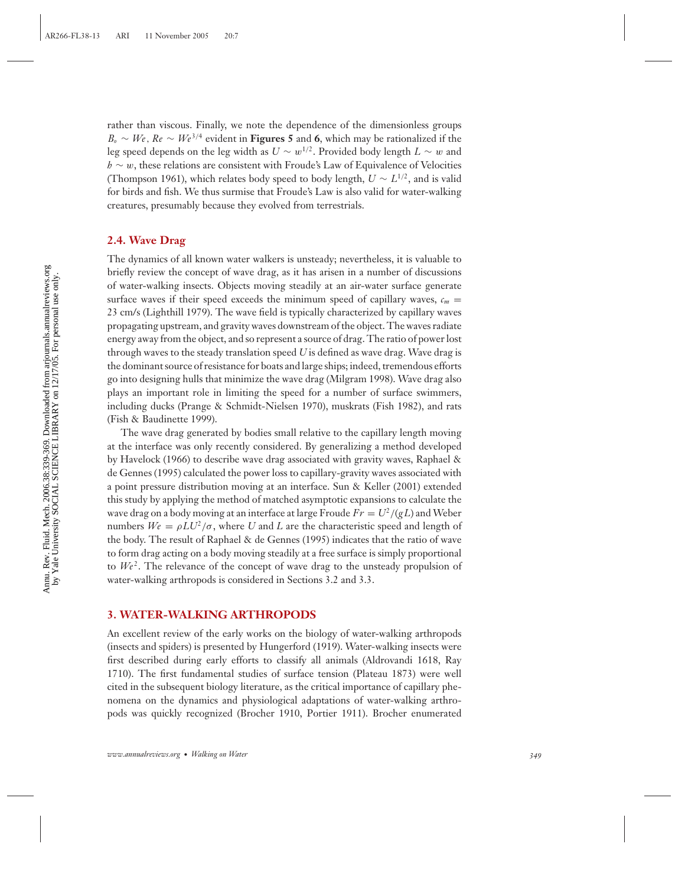rather than viscous. Finally, we note the dependence of the dimensionless groups $B_o \sim We$, $Re \sim We^{3/4}$ evident in **Figures 5** and **6**, which may be rationalized if the leg speed depends on the leg width as $U \sim w^{1/2}$. Provided body length $L \sim w$ and $h \sim w$, these relations are consistent with Froude's Law of Equivalence of Velocities (Thompson 1961), which relates body speed to body length, $U \sim L^{1/2}$, and is valid for birds and fish. We thus surmise that Froude's Law is also valid for water-walking creatures, presumably because they evolved from terrestrials.

## 2.4. Wave Drag

The dynamics of all known water walkers is unsteady; nevertheless, it is valuable to briefly review the concept of wave drag, as it has arisen in a number of discussions of water-walking insects. Objects moving steadily at an air-water surface generate surface waves if their speed exceeds the minimum speed of capillary waves, $c_m = 23$ cm/s (Lighthill 1979). The wave field is typically characterized by capillary waves propagating upstream, and gravity waves downstream of the object. The waves radiate energy away from the object, and so represent a source of drag. The ratio of power lost through waves to the steady translation speed $U$ is defined as wave drag. Wave drag is the dominant source of resistance for boats and large ships; indeed, tremendous efforts go into designing hulls that minimize the wave drag (Milgram 1998). Wave drag also plays an important role in limiting the speed for a number of surface swimmers, including ducks (Prange & Schmidt-Nielsen 1970), muskrats (Fish 1982), and rats (Fish & Baudinette 1999).

The wave drag generated by bodies small relative to the capillary length moving at the interface was only recently considered. By generalizing a method developed by Havelock (1966) to describe wave drag associated with gravity waves, Raphael & de Gennes (1995) calculated the power loss to capillary-gravity waves associated with a point pressure distribution moving at an interface. Sun & Keller (2001) extended this study by applying the method of matched asymptotic expansions to calculate the wave drag on a body moving at an interface at large Froude $Fr = U^2/(gL)$ and Weber numbers $We = \rho L U^2/\sigma$, where $U$ and $L$ are the characteristic speed and length of the body. The result of Raphael & de Gennes (1995) indicates that the ratio of wave to form drag acting on a body moving steadily at a free surface is simply proportional to $We^2$. The relevance of the concept of wave drag to the unsteady propulsion of water-walking arthropods is considered in Sections 3.2 and 3.3.

# 3. WATER-WALKING ARTHROPODS

An excellent review of the early works on the biology of water-walking arthropods (insects and spiders) is presented by Hungerford (1919). Water-walking insects were first described during early efforts to classify all animals (Aldrovandi 1618, Ray 1710). The first fundamental studies of surface tension (Plateau 1873) were well cited in the subsequent biology literature, as the critical importance of capillary phenomena on the dynamics and physiological adaptations of water-walking arthropods was quickly recognized (Brocher 1910, Portier 1911). Brocher enumerated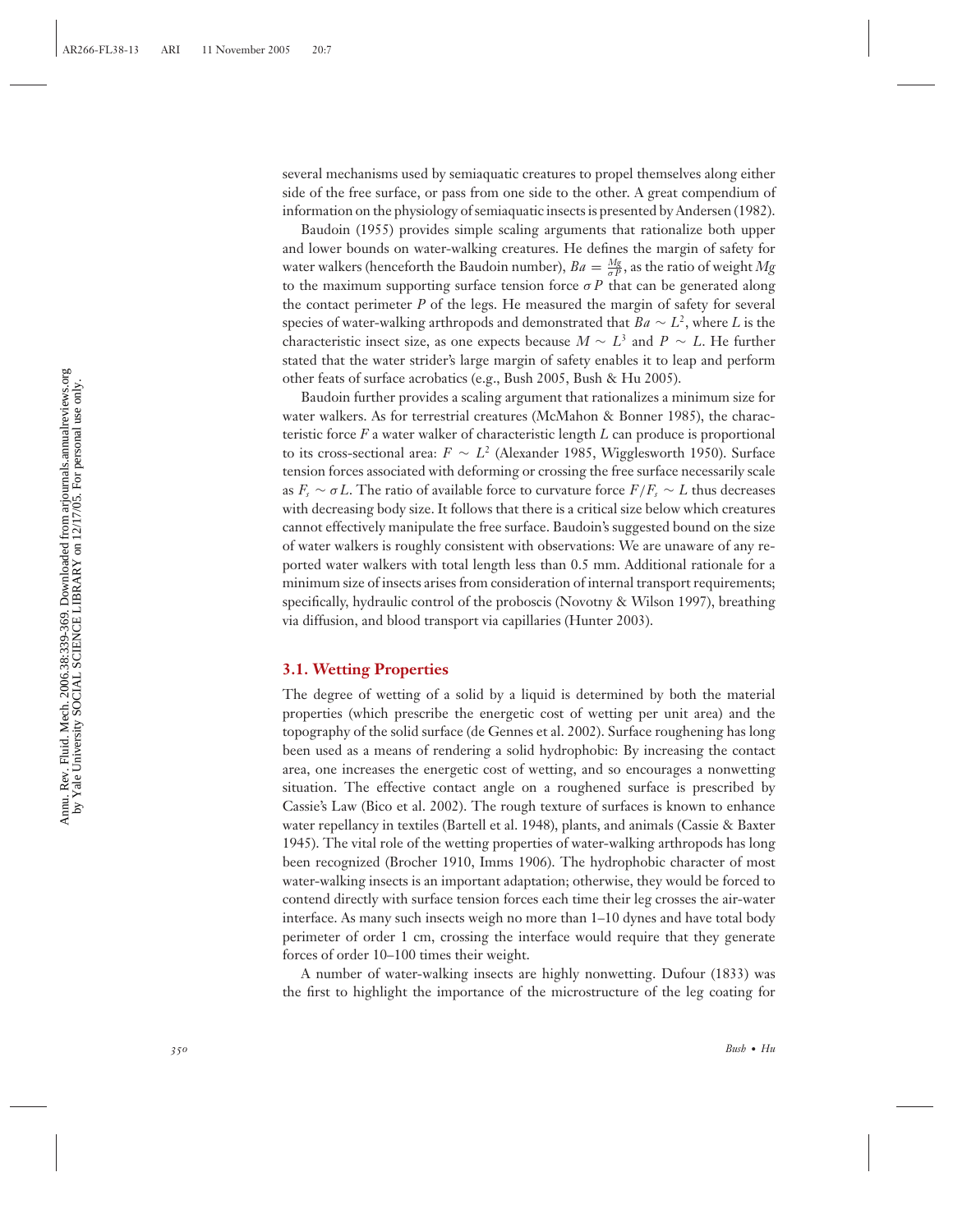several mechanisms used by semiaquatic creatures to propel themselves along either side of the free surface, or pass from one side to the other. A great compendium of information on the physiology of semiaquatic insects is presented by Andersen (1982).

Baudoin (1955) provides simple scaling arguments that rationalize both upper and lower bounds on water-walking creatures. He defines the margin of safety for water walkers (henceforth the Baudoin number), $Ba = \frac{Mg}{\sigma P}$, as the ratio of weight $Mg$ to the maximum supporting surface tension force $\sigma P$ that can be generated along the contact perimeter $P$ of the legs. He measured the margin of safety for several species of water-walking arthropods and demonstrated that $Ba \sim L^2$, where $L$ is the characteristic insect size, as one expects because $M \sim L^3$ and $P \sim L$. He further stated that the water strider's large margin of safety enables it to leap and perform other feats of surface acrobatics (e.g., Bush 2005, Bush & Hu 2005).

Baudoin further provides a scaling argument that rationalizes a minimum size for water walkers. As for terrestrial creatures (McMahon & Bonner 1985), the characteristic force $F$ a water walker of characteristic length $L$ can produce is proportional to its cross-sectional area: $F \sim L^2$ (Alexander 1985, Wigglesworth 1950). Surface tension forces associated with deforming or crossing the free surface necessarily scale as $F_s \sim \sigma L$. The ratio of available force to curvature force $F/F_s \sim L$ thus decreases with decreasing body size. It follows that there is a critical size below which creatures cannot effectively manipulate the free surface. Baudoin's suggested bound on the size of water walkers is roughly consistent with observations: We are unaware of any reported water walkers with total length less than 0.5 mm. Additional rationale for a minimum size of insects arises from consideration of internal transport requirements; specifically, hydraulic control of the proboscis (Novotny & Wilson 1997), breathing via diffusion, and blood transport via capillaries (Hunter 2003).

## 3.1. Wetting Properties

The degree of wetting of a solid by a liquid is determined by both the material properties (which prescribe the energetic cost of wetting per unit area) and the topography of the solid surface (de Gennes et al. 2002). Surface roughening has long been used as a means of rendering a solid hydrophobic: By increasing the contact area, one increases the energetic cost of wetting, and so encourages a nonwetting situation. The effective contact angle on a roughened surface is prescribed by Cassie's Law (Bico et al. 2002). The rough texture of surfaces is known to enhance water repellancy in textiles (Bartell et al. 1948), plants, and animals (Cassie & Baxter 1945). The vital role of the wetting properties of water-walking arthropods has long been recognized (Brocher 1910, Imms 1906). The hydrophobic character of most water-walking insects is an important adaptation; otherwise, they would be forced to contend directly with surface tension forces each time their leg crosses the air-water interface. As many such insects weigh no more than 1–10 dynes and have total body perimeter of order 1 cm, crossing the interface would require that they generate forces of order 10–100 times their weight.

A number of water-walking insects are highly nonwetting. Dufour (1833) was the first to highlight the importance of the microstructure of the leg coating for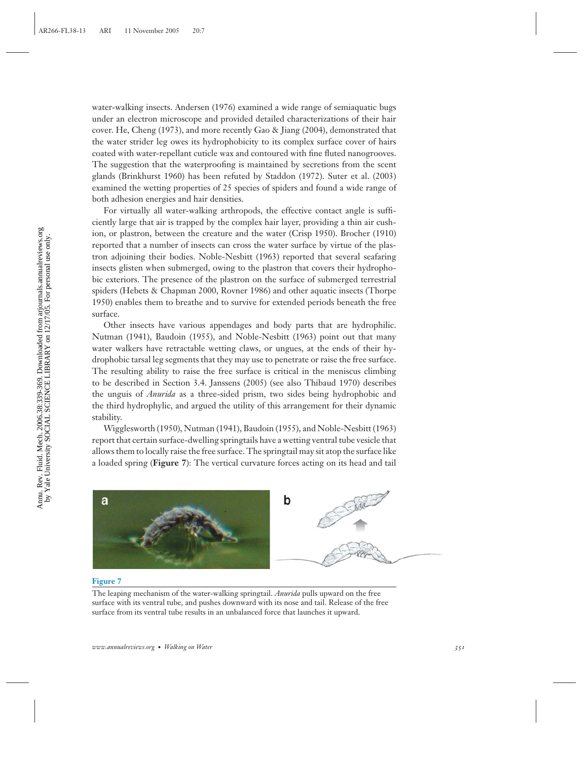water-walking insects. Andersen (1976) examined a wide range of semiaquatic bugs under an electron microscope and provided detailed characterizations of their hair cover. He, Cheng (1973), and more recently Gao & Jiang (2004), demonstrated that the water strider leg owes its hydrophobicity to its complex surface cover of hairs coated with water-repellant cuticle wax and contoured with fine fluted nanogrooves. The suggestion that the waterproofing is maintained by secretions from the scent glands (Brinkhurst 1960) has been refuted by Staddon (1972). Suter et al. (2003) examined the wetting properties of 25 species of spiders and found a wide range of both adhesion energies and hair densities.

For virtually all water-walking arthropods, the effective contact angle is sufficiently large that air is trapped by the complex hair layer, providing a thin air cushion, or plastron, between the creature and the water (Crisp 1950). Brocher (1910) reported that a number of insects can cross the water surface by virtue of the plastron adjoining their bodies. Noble-Nesbitt (1963) reported that several seafaring insects glisten when submerged, owing to the plastron that covers their hydrophobic exteriors. The presence of the plastron on the surface of submerged terrestrial spiders (Hebets & Chapman 2000, Rovner 1986) and other aquatic insects (Thorpe 1950) enables them to breathe and to survive for extended periods beneath the free surface.

Other insects have various appendages and body parts that are hydrophilic. Nutman (1941), Baudoin (1955), and Noble-Nesbitt (1963) point out that many water walkers have retractable wetting claws, or ungues, at the ends of their hydrophobic tarsal leg segments that they may use to penetrate or raise the free surface. The resulting ability to raise the free surface is critical in the meniscus climbing to be described in Section 3.4. Janssens (2005) (see also Thibaud 1970) describes the unguis of *Anurida* as a three-sided prism, two sides being hydrophobic and the third hydrophylic, and argued the utility of this arrangement for their dynamic stability.

Wigglesworth (1950), Nutman (1941), Baudoin (1955), and Noble-Nesbitt (1963) report that certain surface-dwelling springtails have a wetting ventral tube vesicle that allows them to locally raise the free surface. The springtail may sit atop the surface like a loaded spring (**Figure 7**): The vertical curvature forces acting on its head and tail

**Figure 7**

The leaping mechanism of the water-walking springtail. *Anurida* pulls upward on the free surface with its ventral tube, and pushes downward with its nose and tail. Release of the free surface from its ventral tube results in an unbalanced force that launches it upward.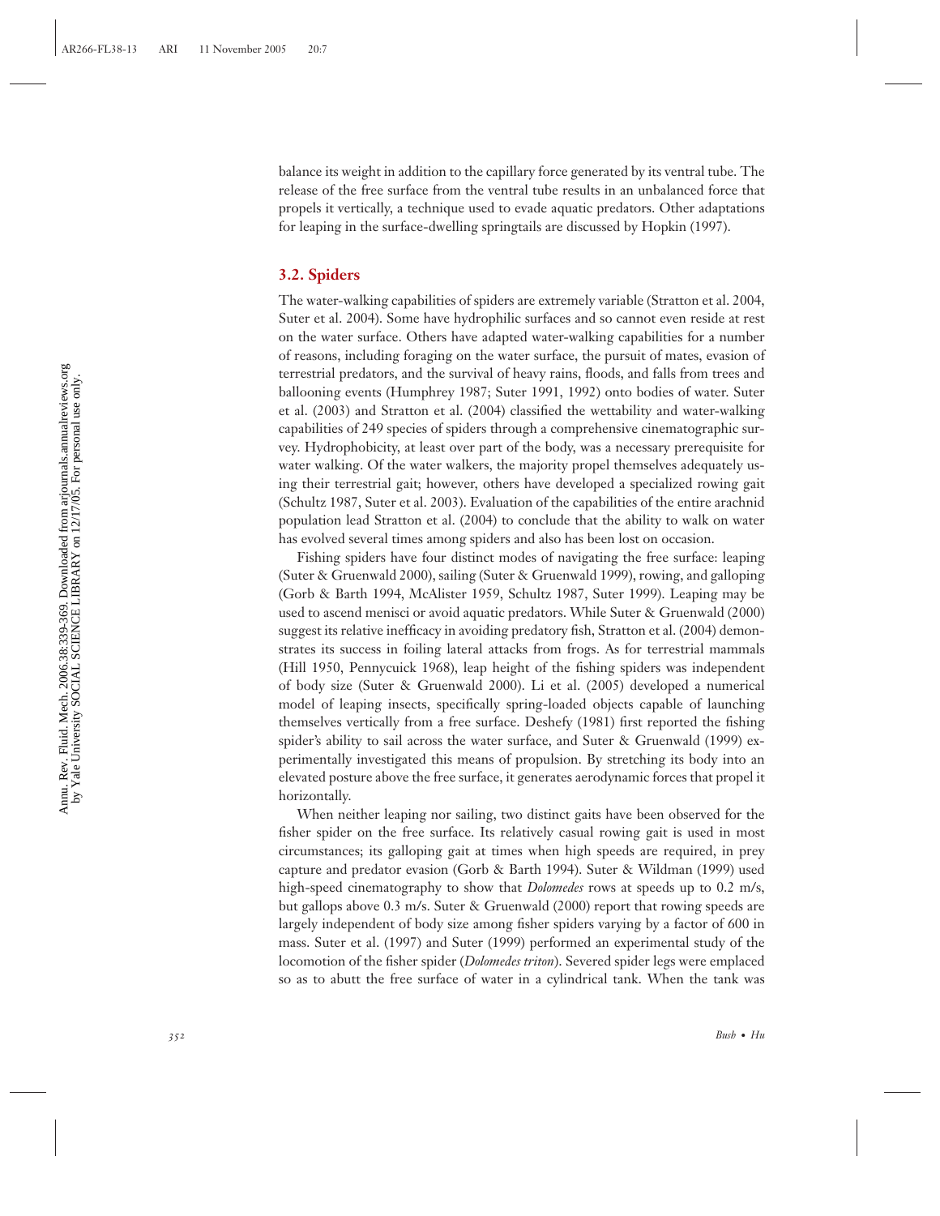balance its weight in addition to the capillary force generated by its ventral tube. The release of the free surface from the ventral tube results in an unbalanced force that propels it vertically, a technique used to evade aquatic predators. Other adaptations for leaping in the surface-dwelling springtails are discussed by Hopkin (1997).

## 3.2. Spiders

The water-walking capabilities of spiders are extremely variable (Stratton et al. 2004, Suter et al. 2004). Some have hydrophilic surfaces and so cannot even reside at rest on the water surface. Others have adapted water-walking capabilities for a number of reasons, including foraging on the water surface, the pursuit of mates, evasion of terrestrial predators, and the survival of heavy rains, floods, and falls from trees and ballooning events (Humphrey 1987; Suter 1991, 1992) onto bodies of water. Suter et al. (2003) and Stratton et al. (2004) classified the wettability and water-walking capabilities of 249 species of spiders through a comprehensive cinematographic survey. Hydrophobicity, at least over part of the body, was a necessary prerequisite for water walking. Of the water walkers, the majority propel themselves adequately using their terrestrial gait; however, others have developed a specialized rowing gait (Schultz 1987, Suter et al. 2003). Evaluation of the capabilities of the entire arachnid population lead Stratton et al. (2004) to conclude that the ability to walk on water has evolved several times among spiders and also has been lost on occasion.

Fishing spiders have four distinct modes of navigating the free surface: leaping (Suter & Gruenwald 2000), sailing (Suter & Gruenwald 1999), rowing, and galloping (Gorb & Barth 1994, McAlister 1959, Schultz 1987, Suter 1999). Leaping may be used to ascend menisci or avoid aquatic predators. While Suter & Gruenwald (2000) suggest its relative inefficacy in avoiding predatory fish, Stratton et al. (2004) demonstrates its success in foiling lateral attacks from frogs. As for terrestrial mammals (Hill 1950, Pennycuick 1968), leap height of the fishing spiders was independent of body size (Suter & Gruenwald 2000). Li et al. (2005) developed a numerical model of leaping insects, specifically spring-loaded objects capable of launching themselves vertically from a free surface. Deshefy (1981) first reported the fishing spider's ability to sail across the water surface, and Suter & Gruenwald (1999) experimentally investigated this means of propulsion. By stretching its body into an elevated posture above the free surface, it generates aerodynamic forces that propel it horizontally.

When neither leaping nor sailing, two distinct gaits have been observed for the fisher spider on the free surface. Its relatively casual rowing gait is used in most circumstances; its galloping gait at times when high speeds are required, in prey capture and predator evasion (Gorb & Barth 1994). Suter & Wildman (1999) used high-speed cinematography to show that *Dolomedes* rows at speeds up to 0.2 m/s, but gallops above 0.3 m/s. Suter & Gruenwald (2000) report that rowing speeds are largely independent of body size among fisher spiders varying by a factor of 600 in mass. Suter et al. (1997) and Suter (1999) performed an experimental study of the locomotion of the fisher spider (*Dolomedes triton*). Severed spider legs were emplaced so as to abutt the free surface of water in a cylindrical tank. When the tank was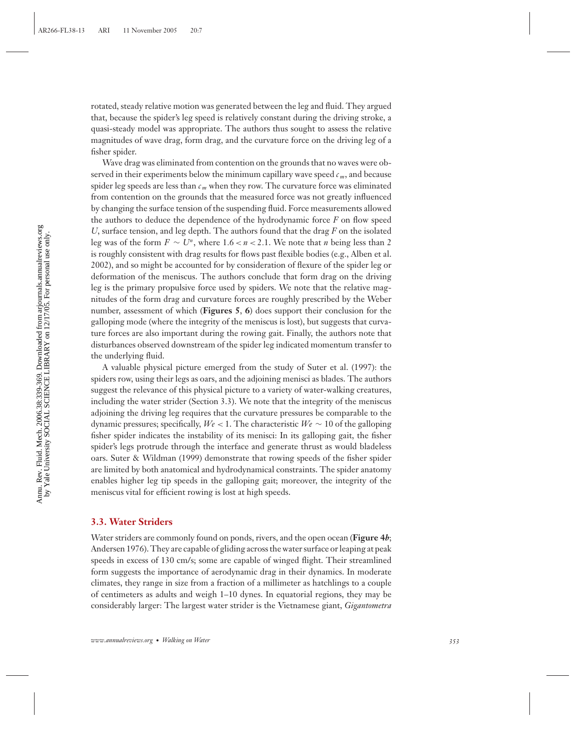rotated, steady relative motion was generated between the leg and fluid. They argued that, because the spider's leg speed is relatively constant during the driving stroke, a quasi-steady model was appropriate. The authors thus sought to assess the relative magnitudes of wave drag, form drag, and the curvature force on the driving leg of a fisher spider.

Wave drag was eliminated from contention on the grounds that no waves were observed in their experiments below the minimum capillary wave speed $c_m$, and because spider leg speeds are less than $c_m$ when they row. The curvature force was eliminated from contention on the grounds that the measured force was not greatly influenced by changing the surface tension of the suspending fluid. Force measurements allowed the authors to deduce the dependence of the hydrodynamic force $F$ on flow speed $U$, surface tension, and leg depth. The authors found that the drag $F$ on the isolated leg was of the form $F \sim U^n$, where $1.6 < n < 2.1$. We note that $n$ being less than 2 is roughly consistent with drag results for flows past flexible bodies (e.g., Alben et al. 2002), and so might be accounted for by consideration of flexure of the spider leg or deformation of the meniscus. The authors conclude that form drag on the driving leg is the primary propulsive force used by spiders. We note that the relative magnitudes of the form drag and curvature forces are roughly prescribed by the Weber number, assessment of which (**Figures 5**, **6**) does support their conclusion for the galloping mode (where the integrity of the meniscus is lost), but suggests that curvature forces are also important during the rowing gait. Finally, the authors note that disturbances observed downstream of the spider leg indicated momentum transfer to the underlying fluid.

A valuable physical picture emerged from the study of Suter et al. (1997): the spiders row, using their legs as oars, and the adjoining menisci as blades. The authors suggest the relevance of this physical picture to a variety of water-walking creatures, including the water strider (Section 3.3). We note that the integrity of the meniscus adjoining the driving leg requires that the curvature pressures be comparable to the dynamic pressures; specifically, $We < 1$. The characteristic $We \sim 10$ of the galloping fisher spider indicates the instability of its menisci: In its galloping gait, the fisher spider's legs protrude through the interface and generate thrust as would bladeless oars. Suter & Wildman (1999) demonstrate that rowing speeds of the fisher spider are limited by both anatomical and hydrodynamical constraints. The spider anatomy enables higher leg tip speeds in the galloping gait; moreover, the integrity of the meniscus vital for efficient rowing is lost at high speeds.

## 3.3. Water Striders

Water striders are commonly found on ponds, rivers, and the open ocean (**Figure 4*b***; Andersen 1976). They are capable of gliding across the water surface or leaping at peak speeds in excess of 130 cm/s; some are capable of winged flight. Their streamlined form suggests the importance of aerodynamic drag in their dynamics. In moderate climates, they range in size from a fraction of a millimeter as hatchlings to a couple of centimeters as adults and weigh 1–10 dynes. In equatorial regions, they may be considerably larger: The largest water strider is the Vietnamese giant, *Gigantometra*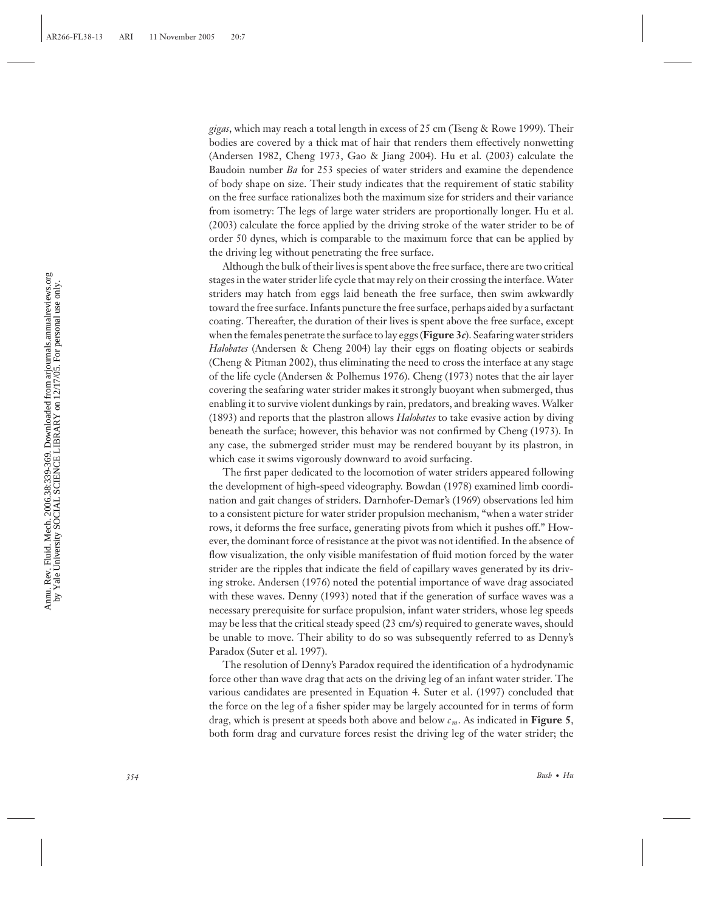*gigas*, which may reach a total length in excess of 25 cm (Tseng & Rowe 1999). Their bodies are covered by a thick mat of hair that renders them effectively nonwetting (Andersen 1982, Cheng 1973, Gao & Jiang 2004). Hu et al. (2003) calculate the Baudoin number *Ba* for 253 species of water striders and examine the dependence of body shape on size. Their study indicates that the requirement of static stability on the free surface rationalizes both the maximum size for striders and their variance from isometry: The legs of large water striders are proportionally longer. Hu et al. (2003) calculate the force applied by the driving stroke of the water strider to be of order 50 dynes, which is comparable to the maximum force that can be applied by the driving leg without penetrating the free surface.

Although the bulk of their lives is spent above the free surface, there are two critical stages in the water strider life cycle that may rely on their crossing the interface. Water striders may hatch from eggs laid beneath the free surface, then swim awkwardly toward the free surface. Infants puncture the free surface, perhaps aided by a surfactant coating. Thereafter, the duration of their lives is spent above the free surface, except when the females penetrate the surface to lay eggs (**Figure 3*c***). Seafaring water striders *Halobates* (Andersen & Cheng 2004) lay their eggs on floating objects or seabirds (Cheng & Pitman 2002), thus eliminating the need to cross the interface at any stage of the life cycle (Andersen & Polhemus 1976). Cheng (1973) notes that the air layer covering the seafaring water strider makes it strongly buoyant when submerged, thus enabling it to survive violent dunkings by rain, predators, and breaking waves. Walker (1893) and reports that the plastron allows *Halobates* to take evasive action by diving beneath the surface; however, this behavior was not confirmed by Cheng (1973). In any case, the submerged strider must may be rendered bouyant by its plastron, in which case it swims vigorously downward to avoid surfacing.

The first paper dedicated to the locomotion of water striders appeared following the development of high-speed videography. Bowdan (1978) examined limb coordination and gait changes of striders. Darnhofer-Demar's (1969) observations led him to a consistent picture for water strider propulsion mechanism, "when a water strider rows, it deforms the free surface, generating pivots from which it pushes off." However, the dominant force of resistance at the pivot was not identified. In the absence of flow visualization, the only visible manifestation of fluid motion forced by the water strider are the ripples that indicate the field of capillary waves generated by its driving stroke. Andersen (1976) noted the potential importance of wave drag associated with these waves. Denny (1993) noted that if the generation of surface waves was a necessary prerequisite for surface propulsion, infant water striders, whose leg speeds may be less that the critical steady speed (23 cm/s) required to generate waves, should be unable to move. Their ability to do so was subsequently referred to as Denny's Paradox (Suter et al. 1997).

The resolution of Denny's Paradox required the identification of a hydrodynamic force other than wave drag that acts on the driving leg of an infant water strider. The various candidates are presented in Equation 4. Suter et al. (1997) concluded that the force on the leg of a fisher spider may be largely accounted for in terms of form drag, which is present at speeds both above and below $c_m$. As indicated in **Figure 5**, both form drag and curvature forces resist the driving leg of the water strider; the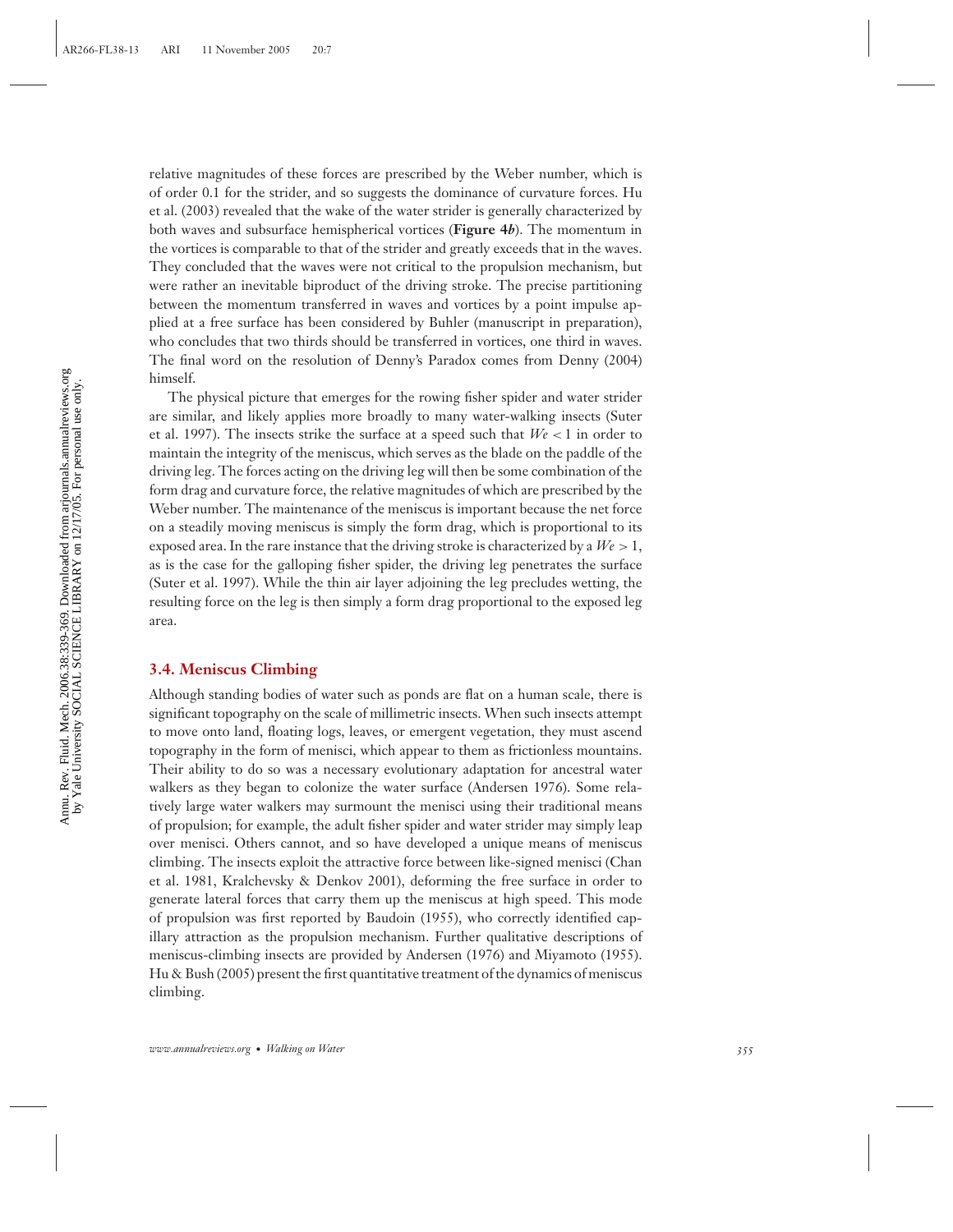relative magnitudes of these forces are prescribed by the Weber number, which is of order 0.1 for the strider, and so suggests the dominance of curvature forces. Hu et al. (2003) revealed that the wake of the water strider is generally characterized by both waves and subsurface hemispherical vortices (**Figure 4*b***). The momentum in the vortices is comparable to that of the strider and greatly exceeds that in the waves. They concluded that the waves were not critical to the propulsion mechanism, but were rather an inevitable biproduct of the driving stroke. The precise partitioning between the momentum transferred in waves and vortices by a point impulse applied at a free surface has been considered by Buhler (manuscript in preparation), who concludes that two thirds should be transferred in vortices, one third in waves. The final word on the resolution of Denny's Paradox comes from Denny (2004) himself.

The physical picture that emerges for the rowing fisher spider and water strider are similar, and likely applies more broadly to many water-walking insects (Suter et al. 1997). The insects strike the surface at a speed such that $We < 1$ in order to maintain the integrity of the meniscus, which serves as the blade on the paddle of the driving leg. The forces acting on the driving leg will then be some combination of the form drag and curvature force, the relative magnitudes of which are prescribed by the Weber number. The maintenance of the meniscus is important because the net force on a steadily moving meniscus is simply the form drag, which is proportional to its exposed area. In the rare instance that the driving stroke is characterized by a $We > 1$, as is the case for the galloping fisher spider, the driving leg penetrates the surface (Suter et al. 1997). While the thin air layer adjoining the leg precludes wetting, the resulting force on the leg is then simply a form drag proportional to the exposed leg area.

### 3.4. Meniscus Climbing

Although standing bodies of water such as ponds are flat on a human scale, there is significant topography on the scale of millimetric insects. When such insects attempt to move onto land, floating logs, leaves, or emergent vegetation, they must ascend topography in the form of menisci, which appear to them as frictionless mountains. Their ability to do so was a necessary evolutionary adaptation for ancestral water walkers as they began to colonize the water surface (Andersen 1976). Some relatively large water walkers may surmount the menisci using their traditional means of propulsion; for example, the adult fisher spider and water strider may simply leap over menisci. Others cannot, and so have developed a unique means of meniscus climbing. The insects exploit the attractive force between like-signed menisci (Chan et al. 1981, Kralchevsky & Denkov 2001), deforming the free surface in order to generate lateral forces that carry them up the meniscus at high speed. This mode of propulsion was first reported by Baudoin (1955), who correctly identified capillary attraction as the propulsion mechanism. Further qualitative descriptions of meniscus-climbing insects are provided by Andersen (1976) and Miyamoto (1955). Hu & Bush (2005) present the first quantitative treatment of the dynamics of meniscus climbing.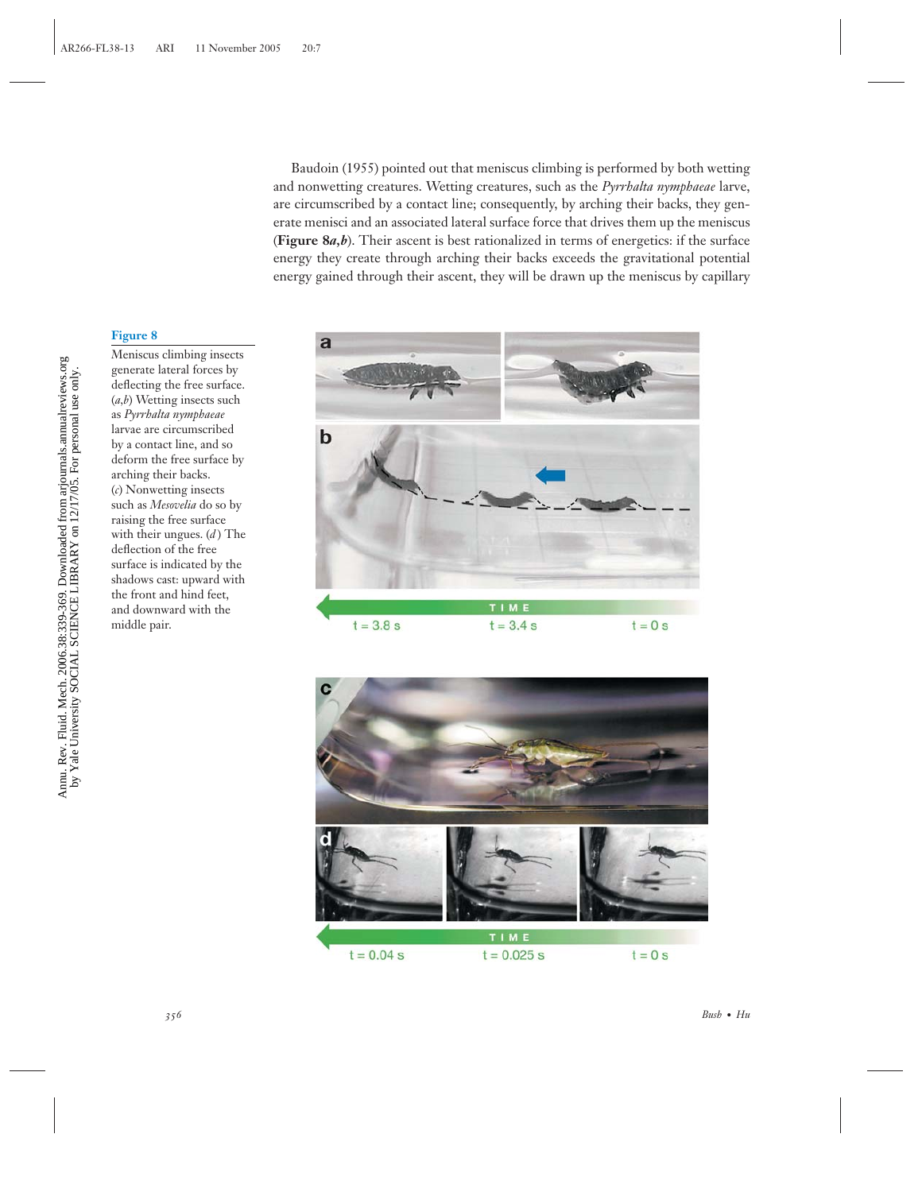Baudoin (1955) pointed out that meniscus climbing is performed by both wetting and nonwetting creatures. Wetting creatures, such as the *Pyrrhalta nymphaeae* larve, are circumscribed by a contact line; consequently, by arching their backs, they generate menisci and an associated lateral surface force that drives them up the meniscus (**Figure 8*a,b***). Their ascent is best rationalized in terms of energetics: if the surface energy they create through arching their backs exceeds the gravitational potential energy gained through their ascent, they will be drawn up the meniscus by capillary

**Figure 8**

Meniscus climbing insects generate lateral forces by deflecting the free surface. (*a*,*b*) Wetting insects such as *Pyrrhalta nymphaeae* larvae are circumscribed by a contact line, and so deform the free surface by arching their backs. (*c*) Nonwetting insects such as *Mesovelia* do so by raising the free surface with their ungues. (*d*) The deflection of the free surface is indicated by the shadows cast: upward with the front and hind feet, and downward with the middle pair.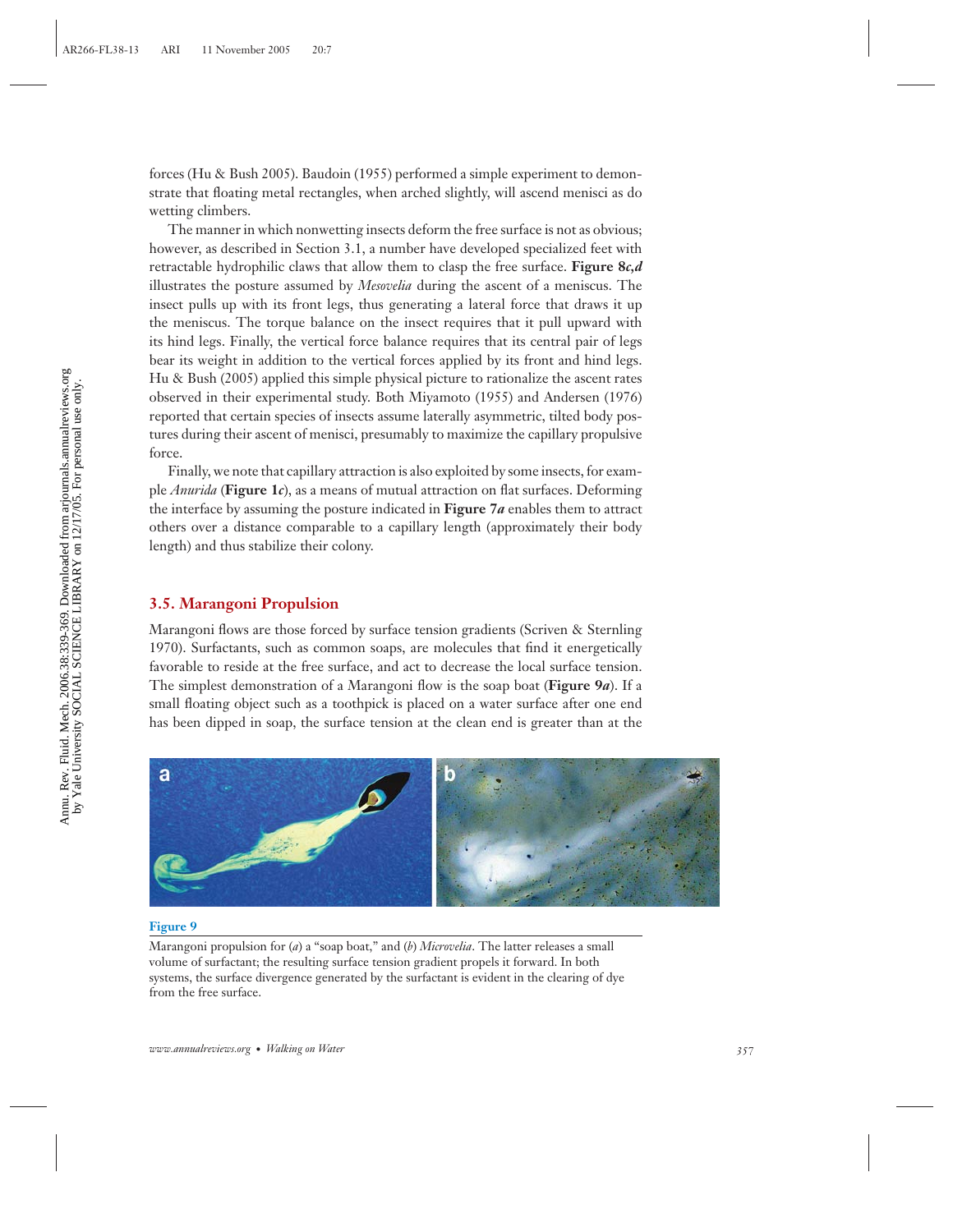forces (Hu & Bush 2005). Baudoin (1955) performed a simple experiment to demonstrate that floating metal rectangles, when arched slightly, will ascend menisci as do wetting climbers.

The manner in which nonwetting insects deform the free surface is not as obvious; however, as described in Section 3.1, a number have developed specialized feet with retractable hydrophilic claws that allow them to clasp the free surface. **Figure 8*c,d*** illustrates the posture assumed by *Mesovelia* during the ascent of a meniscus. The insect pulls up with its front legs, thus generating a lateral force that draws it up the meniscus. The torque balance on the insect requires that it pull upward with its hind legs. Finally, the vertical force balance requires that its central pair of legs bear its weight in addition to the vertical forces applied by its front and hind legs. Hu & Bush (2005) applied this simple physical picture to rationalize the ascent rates observed in their experimental study. Both Miyamoto (1955) and Andersen (1976) reported that certain species of insects assume laterally asymmetric, tilted body postures during their ascent of menisci, presumably to maximize the capillary propulsive force.

Finally, we note that capillary attraction is also exploited by some insects, for example *Anurida* (**Figure 1*c***), as a means of mutual attraction on flat surfaces. Deforming the interface by assuming the posture indicated in **Figure 7*a*** enables them to attract others over a distance comparable to a capillary length (approximately their body length) and thus stabilize their colony.

## 3.5. Marangoni Propulsion

Marangoni flows are those forced by surface tension gradients (Scriven & Sternling 1970). Surfactants, such as common soaps, are molecules that find it energetically favorable to reside at the free surface, and act to decrease the local surface tension. The simplest demonstration of a Marangoni flow is the soap boat (**Figure 9*a***). If a small floating object such as a toothpick is placed on a water surface after one end has been dipped in soap, the surface tension at the clean end is greater than at the

**Figure 9**

Marangoni propulsion for (*a*) a "soap boat," and (*b*) *Microvelia*. The latter releases a small volume of surfactant; the resulting surface tension gradient propels it forward. In both systems, the surface divergence generated by the surfactant is evident in the clearing of dye from the free surface.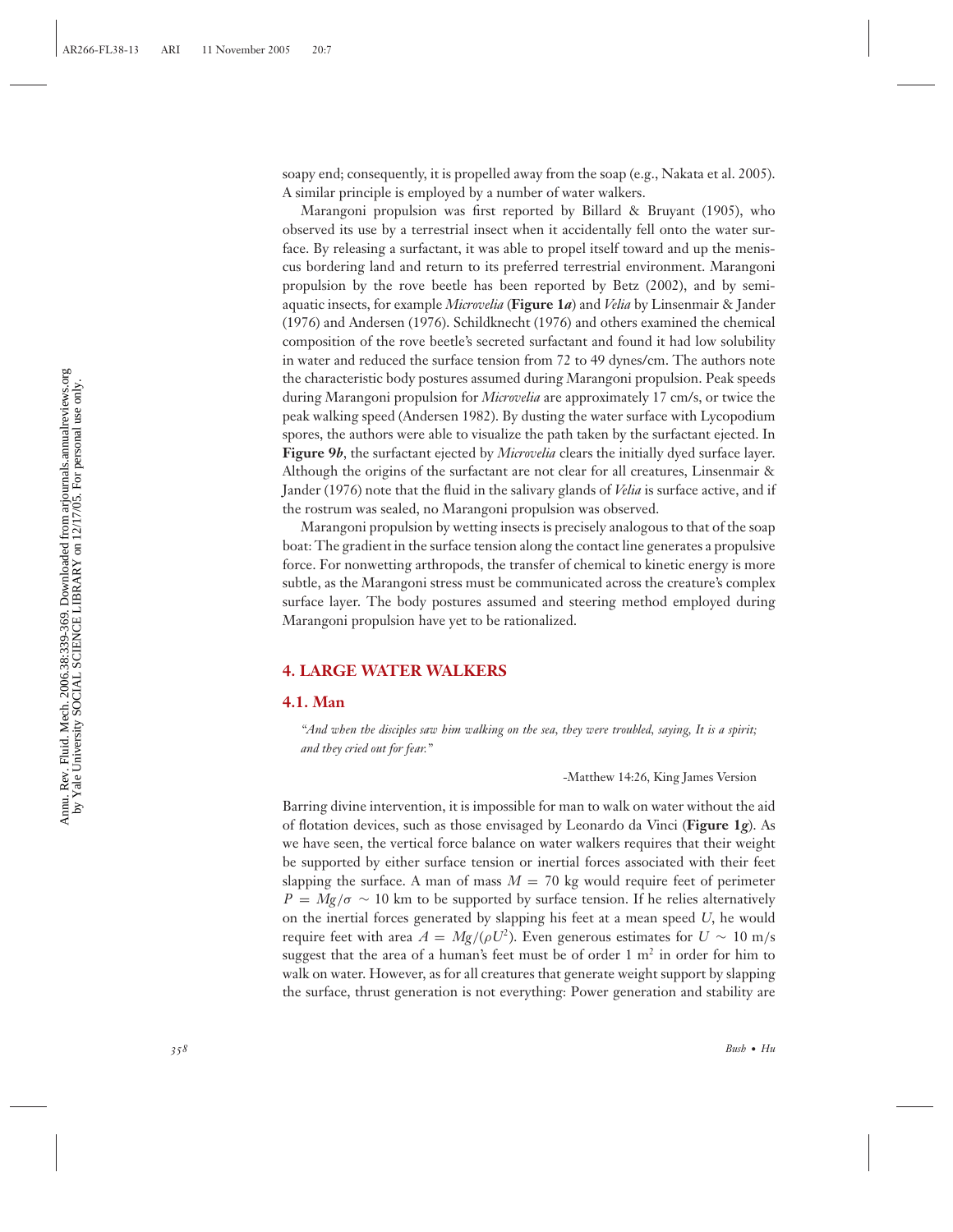soapy end; consequently, it is propelled away from the soap (e.g., Nakata et al. 2005). A similar principle is employed by a number of water walkers.

Marangoni propulsion was first reported by Billard & Bruyant (1905), who observed its use by a terrestrial insect when it accidentally fell onto the water surface. By releasing a surfactant, it was able to propel itself toward and up the meniscus bordering land and return to its preferred terrestrial environment. Marangoni propulsion by the rove beetle has been reported by Betz (2002), and by semi-aquatic insects, for example *Microvelia* (**Figure 1*a***) and *Velia* by Linsenmair & Jander (1976) and Andersen (1976). Schildknecht (1976) and others examined the chemical composition of the rove beetle's secreted surfactant and found it had low solubility in water and reduced the surface tension from 72 to 49 dynes/cm. The authors note the characteristic body postures assumed during Marangoni propulsion. Peak speeds during Marangoni propulsion for *Microvelia* are approximately 17 cm/s, or twice the peak walking speed (Andersen 1982). By dusting the water surface with Lycopodium spores, the authors were able to visualize the path taken by the surfactant ejected. In **Figure 9*b***, the surfactant ejected by *Microvelia* clears the initially dyed surface layer. Although the origins of the surfactant are not clear for all creatures, Linsenmair & Jander (1976) note that the fluid in the salivary glands of *Velia* is surface active, and if the rostrum was sealed, no Marangoni propulsion was observed.

Marangoni propulsion by wetting insects is precisely analogous to that of the soap boat: The gradient in the surface tension along the contact line generates a propulsive force. For nonwetting arthropods, the transfer of chemical to kinetic energy is more subtle, as the Marangoni stress must be communicated across the creature's complex surface layer. The body postures assumed and steering method employed during Marangoni propulsion have yet to be rationalized.

## 4. LARGE WATER WALKERS

### 4.1. Man

*"And when the disciples saw him walking on the sea, they were troubled, saying, It is a spirit; and they cried out for fear."*

-Matthew 14:26, King James Version

Barring divine intervention, it is impossible for man to walk on water without the aid of flotation devices, such as those envisaged by Leonardo da Vinci (**Figure 1*g***). As we have seen, the vertical force balance on water walkers requires that their weight be supported by either surface tension or inertial forces associated with their feet slapping the surface. A man of mass $M = 70$ kg would require feet of perimeter $P = Mg/\sigma \sim 10$ km to be supported by surface tension. If he relies alternatively on the inertial forces generated by slapping his feet at a mean speed $U$, he would require feet with area $A = Mg/(\rho U^2)$. Even generous estimates for $U \sim 10$ m/s suggest that the area of a human's feet must be of order 1 m$^2$ in order for him to walk on water. However, as for all creatures that generate weight support by slapping the surface, thrust generation is not everything: Power generation and stability are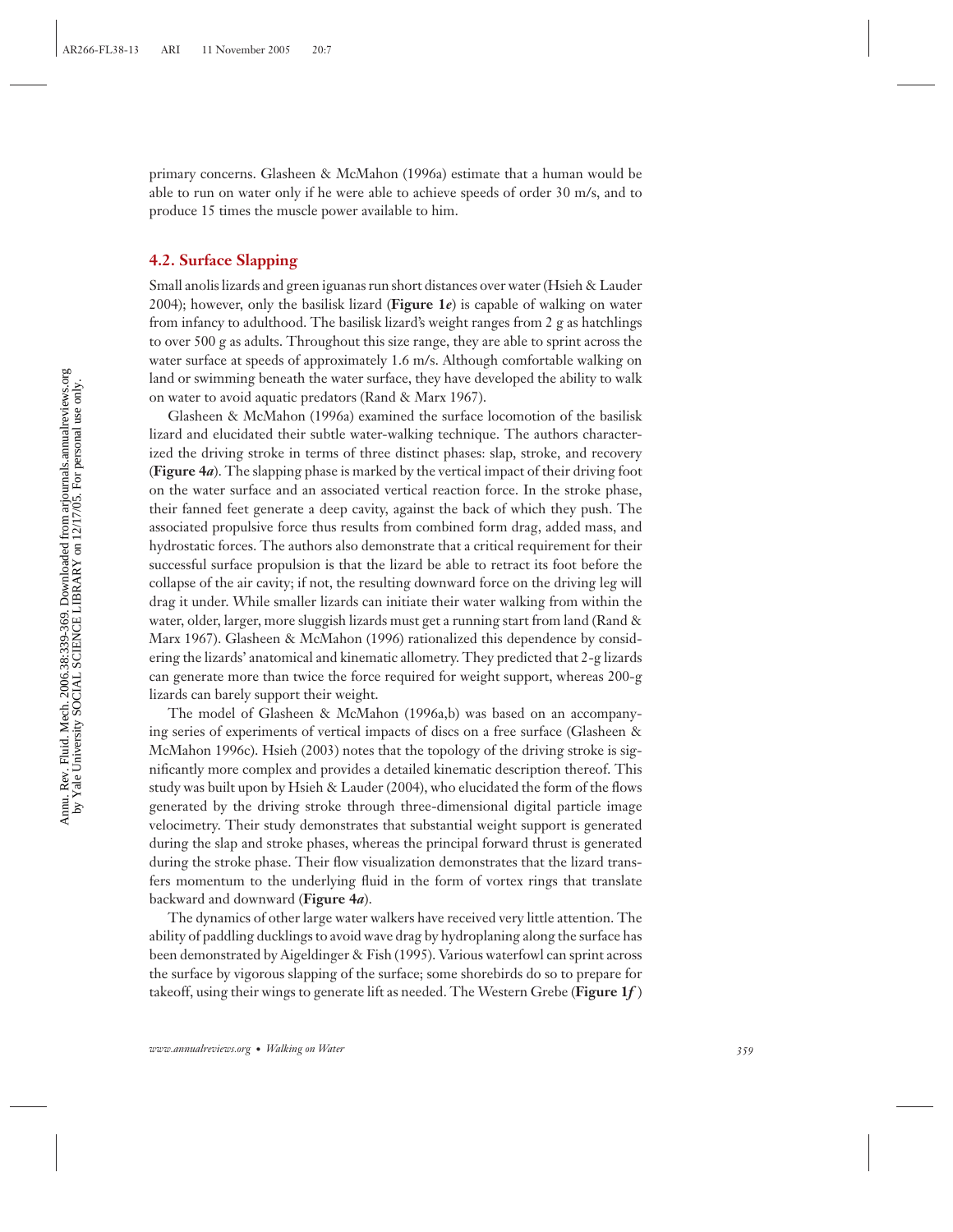primary concerns. Glasheen & McMahon (1996a) estimate that a human would be able to run on water only if he were able to achieve speeds of order 30 m/s, and to produce 15 times the muscle power available to him.

### 4.2. Surface Slapping

Small anolis lizards and green iguanas run short distances over water (Hsieh & Lauder 2004); however, only the basilisk lizard (**Figure 1*e***) is capable of walking on water from infancy to adulthood. The basilisk lizard's weight ranges from 2 g as hatchlings to over 500 g as adults. Throughout this size range, they are able to sprint across the water surface at speeds of approximately 1.6 m/s. Although comfortable walking on land or swimming beneath the water surface, they have developed the ability to walk on water to avoid aquatic predators (Rand & Marx 1967).

Glasheen & McMahon (1996a) examined the surface locomotion of the basilisk lizard and elucidated their subtle water-walking technique. The authors characterized the driving stroke in terms of three distinct phases: slap, stroke, and recovery (**Figure 4*a***). The slapping phase is marked by the vertical impact of their driving foot on the water surface and an associated vertical reaction force. In the stroke phase, their fanned feet generate a deep cavity, against the back of which they push. The associated propulsive force thus results from combined form drag, added mass, and hydrostatic forces. The authors also demonstrate that a critical requirement for their successful surface propulsion is that the lizard be able to retract its foot before the collapse of the air cavity; if not, the resulting downward force on the driving leg will drag it under. While smaller lizards can initiate their water walking from within the water, older, larger, more sluggish lizards must get a running start from land (Rand & Marx 1967). Glasheen & McMahon (1996) rationalized this dependence by considering the lizards' anatomical and kinematic allometry. They predicted that 2-g lizards can generate more than twice the force required for weight support, whereas 200-g lizards can barely support their weight.

The model of Glasheen & McMahon (1996a,b) was based on an accompanying series of experiments of vertical impacts of discs on a free surface (Glasheen & McMahon 1996c). Hsieh (2003) notes that the topology of the driving stroke is significantly more complex and provides a detailed kinematic description thereof. This study was built upon by Hsieh & Lauder (2004), who elucidated the form of the flows generated by the driving stroke through three-dimensional digital particle image velocimetry. Their study demonstrates that substantial weight support is generated during the slap and stroke phases, whereas the principal forward thrust is generated during the stroke phase. Their flow visualization demonstrates that the lizard transfers momentum to the underlying fluid in the form of vortex rings that translate backward and downward (**Figure 4*a***).

The dynamics of other large water walkers have received very little attention. The ability of paddling ducklings to avoid wave drag by hydroplaning along the surface has been demonstrated by Aigeldinger & Fish (1995). Various waterfowl can sprint across the surface by vigorous slapping of the surface; some shorebirds do so to prepare for takeoff, using their wings to generate lift as needed. The Western Grebe (**Figure 1*f***)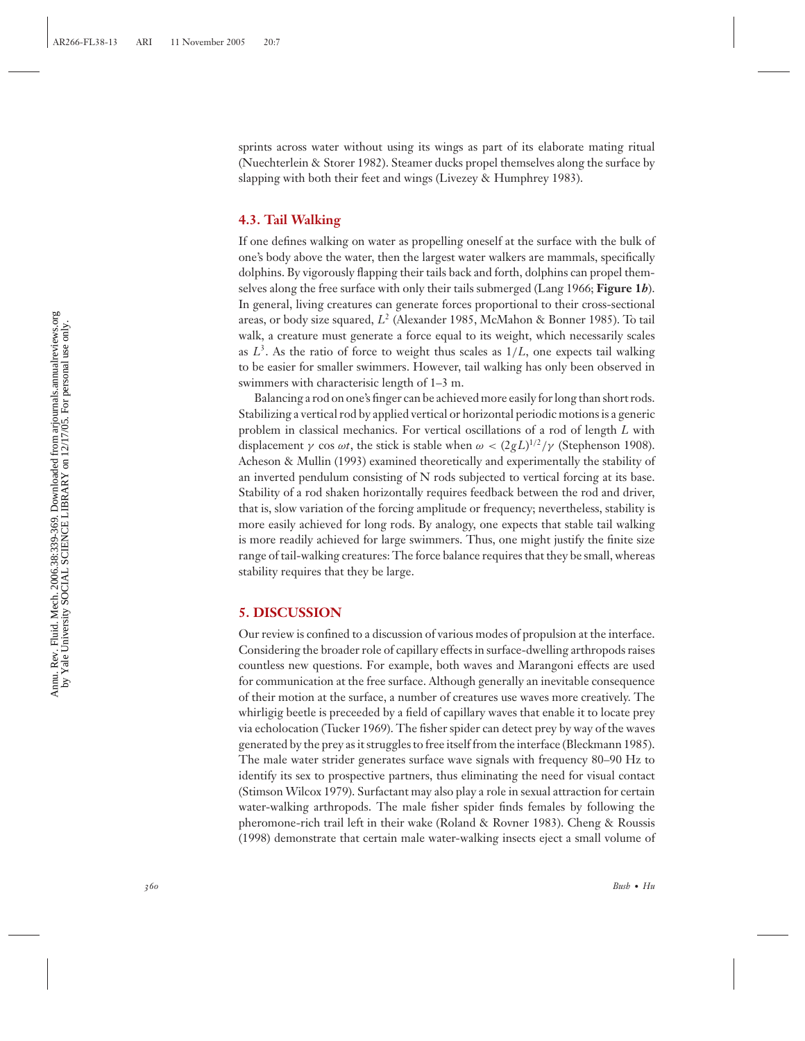sprints across water without using its wings as part of its elaborate mating ritual (Nuechterlein & Storer 1982). Steamer ducks propel themselves along the surface by slapping with both their feet and wings (Livezey & Humphrey 1983).

### 4.3. Tail Walking

If one defines walking on water as propelling oneself at the surface with the bulk of one's body above the water, then the largest water walkers are mammals, specifically dolphins. By vigorously flapping their tails back and forth, dolphins can propel themselves along the free surface with only their tails submerged (Lang 1966; **Figure 1*b***). In general, living creatures can generate forces proportional to their cross-sectional areas, or body size squared, $L^2$ (Alexander 1985, McMahon & Bonner 1985). To tail walk, a creature must generate a force equal to its weight, which necessarily scales as $L^3$. As the ratio of force to weight thus scales as $1/L$, one expects tail walking to be easier for smaller swimmers. However, tail walking has only been observed in swimmers with characterisic length of 1–3 m.

Balancing a rod on one's finger can be achieved more easily for long than short rods. Stabilizing a vertical rod by applied vertical or horizontal periodic motions is a generic problem in classical mechanics. For vertical oscillations of a rod of length $L$ with displacement $\gamma \cos \omega t$, the stick is stable when $\omega < (2gL)^{1/2}/\gamma$ (Stephenson 1908). Acheson & Mullin (1993) examined theoretically and experimentally the stability of an inverted pendulum consisting of N rods subjected to vertical forcing at its base. Stability of a rod shaken horizontally requires feedback between the rod and driver, that is, slow variation of the forcing amplitude or frequency; nevertheless, stability is more easily achieved for long rods. By analogy, one expects that stable tail walking is more readily achieved for large swimmers. Thus, one might justify the finite size range of tail-walking creatures: The force balance requires that they be small, whereas stability requires that they be large.

## 5. DISCUSSION

Our review is confined to a discussion of various modes of propulsion at the interface. Considering the broader role of capillary effects in surface-dwelling arthropods raises countless new questions. For example, both waves and Marangoni effects are used for communication at the free surface. Although generally an inevitable consequence of their motion at the surface, a number of creatures use waves more creatively. The whirligig beetle is preceeded by a field of capillary waves that enable it to locate prey via echolocation (Tucker 1969). The fisher spider can detect prey by way of the waves generated by the prey as it struggles to free itself from the interface (Bleckmann 1985). The male water strider generates surface wave signals with frequency 80–90 Hz to identify its sex to prospective partners, thus eliminating the need for visual contact (Stimson Wilcox 1979). Surfactant may also play a role in sexual attraction for certain water-walking arthropods. The male fisher spider finds females by following the pheromone-rich trail left in their wake (Roland & Rovner 1983). Cheng & Roussis (1998) demonstrate that certain male water-walking insects eject a small volume of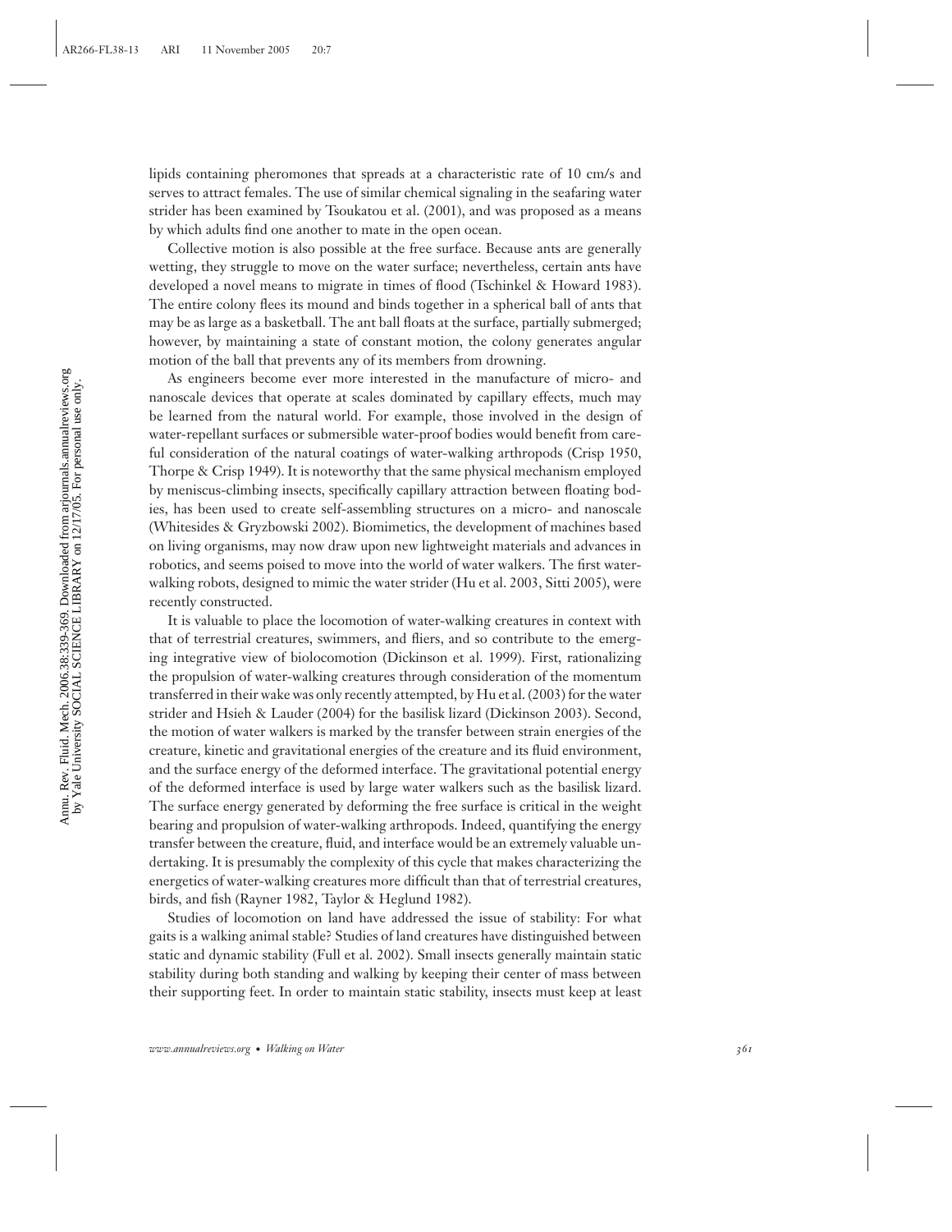lipids containing pheromones that spreads at a characteristic rate of 10 cm/s and serves to attract females. The use of similar chemical signaling in the seafaring water strider has been examined by Tsoukatou et al. (2001), and was proposed as a means by which adults find one another to mate in the open ocean.

Collective motion is also possible at the free surface. Because ants are generally wetting, they struggle to move on the water surface; nevertheless, certain ants have developed a novel means to migrate in times of flood (Tschinkel & Howard 1983). The entire colony flees its mound and binds together in a spherical ball of ants that may be as large as a basketball. The ant ball floats at the surface, partially submerged; however, by maintaining a state of constant motion, the colony generates angular motion of the ball that prevents any of its members from drowning.

As engineers become ever more interested in the manufacture of micro- and nanoscale devices that operate at scales dominated by capillary effects, much may be learned from the natural world. For example, those involved in the design of water-repellant surfaces or submersible water-proof bodies would benefit from careful consideration of the natural coatings of water-walking arthropods (Crisp 1950, Thorpe & Crisp 1949). It is noteworthy that the same physical mechanism employed by meniscus-climbing insects, specifically capillary attraction between floating bodies, has been used to create self-assembling structures on a micro- and nanoscale (Whitesides & Gryzbowski 2002). Biomimetics, the development of machines based on living organisms, may now draw upon new lightweight materials and advances in robotics, and seems poised to move into the world of water walkers. The first water-walking robots, designed to mimic the water strider (Hu et al. 2003, Sitti 2005), were recently constructed.

It is valuable to place the locomotion of water-walking creatures in context with that of terrestrial creatures, swimmers, and fliers, and so contribute to the emerging integrative view of biolocomotion (Dickinson et al. 1999). First, rationalizing the propulsion of water-walking creatures through consideration of the momentum transferred in their wake was only recently attempted, by Hu et al. (2003) for the water strider and Hsieh & Lauder (2004) for the basilisk lizard (Dickinson 2003). Second, the motion of water walkers is marked by the transfer between strain energies of the creature, kinetic and gravitational energies of the creature and its fluid environment, and the surface energy of the deformed interface. The gravitational potential energy of the deformed interface is used by large water walkers such as the basilisk lizard. The surface energy generated by deforming the free surface is critical in the weight bearing and propulsion of water-walking arthropods. Indeed, quantifying the energy transfer between the creature, fluid, and interface would be an extremely valuable undertaking. It is presumably the complexity of this cycle that makes characterizing the energetics of water-walking creatures more difficult than that of terrestrial creatures, birds, and fish (Rayner 1982, Taylor & Heglund 1982).

Studies of locomotion on land have addressed the issue of stability: For what gaits is a walking animal stable? Studies of land creatures have distinguished between static and dynamic stability (Full et al. 2002). Small insects generally maintain static stability during both standing and walking by keeping their center of mass between their supporting feet. In order to maintain static stability, insects must keep at least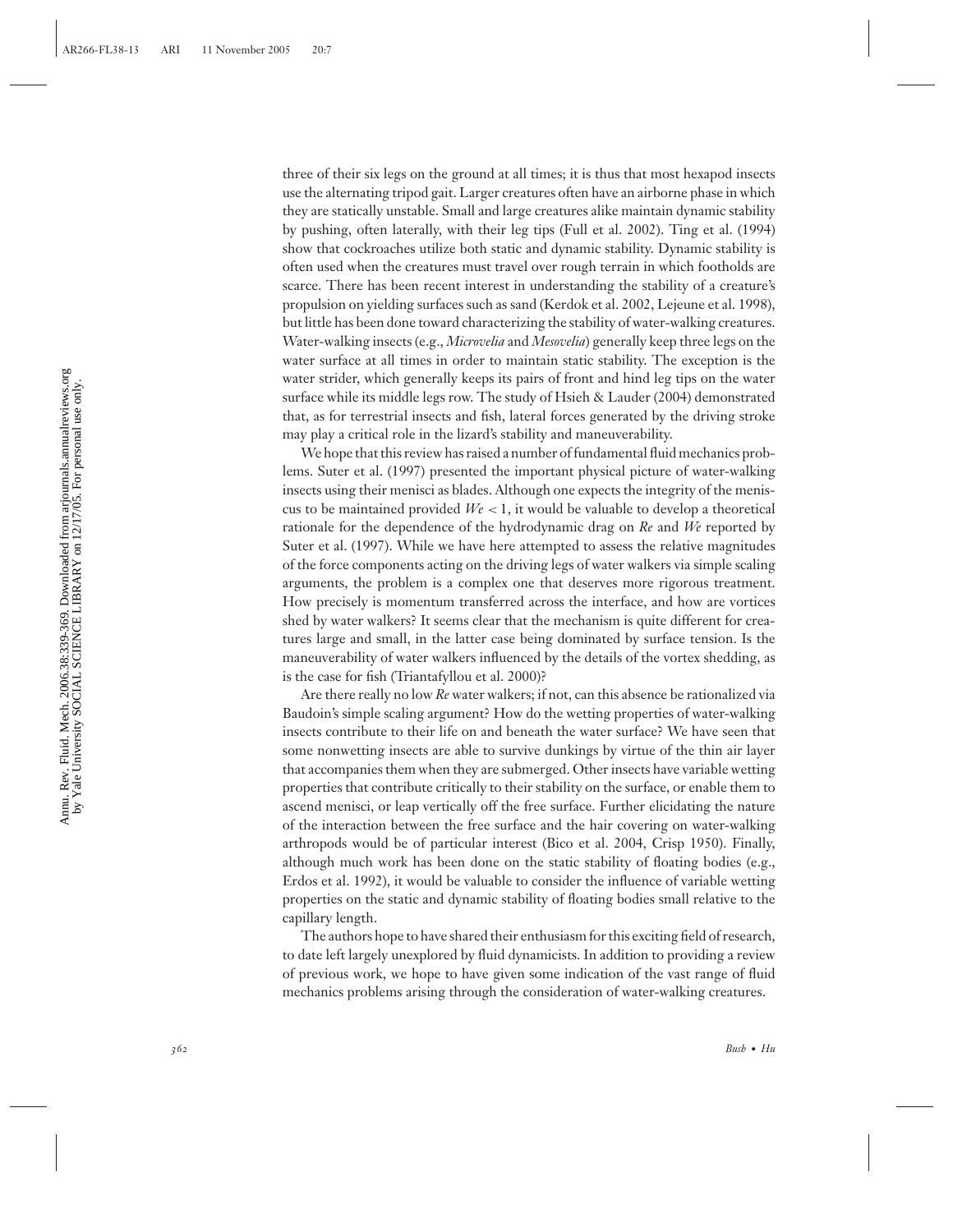three of their six legs on the ground at all times; it is thus that most hexapod insects use the alternating tripod gait. Larger creatures often have an airborne phase in which they are statically unstable. Small and large creatures alike maintain dynamic stability by pushing, often laterally, with their leg tips (Full et al. 2002). Ting et al. (1994) show that cockroaches utilize both static and dynamic stability. Dynamic stability is often used when the creatures must travel over rough terrain in which footholds are scarce. There has been recent interest in understanding the stability of a creature's propulsion on yielding surfaces such as sand (Kerdok et al. 2002, Lejeune et al. 1998), but little has been done toward characterizing the stability of water-walking creatures. Water-walking insects (e.g., *Microvelia* and *Mesovelia*) generally keep three legs on the water surface at all times in order to maintain static stability. The exception is the water strider, which generally keeps its pairs of front and hind leg tips on the water surface while its middle legs row. The study of Hsieh & Lauder (2004) demonstrated that, as for terrestrial insects and fish, lateral forces generated by the driving stroke may play a critical role in the lizard's stability and maneuverability.

We hope that this review has raised a number of fundamental fluid mechanics problems. Suter et al. (1997) presented the important physical picture of water-walking insects using their menisci as blades. Although one expects the integrity of the meniscus to be maintained provided $We < 1$, it would be valuable to develop a theoretical rationale for the dependence of the hydrodynamic drag on *Re* and *We* reported by Suter et al. (1997). While we have here attempted to assess the relative magnitudes of the force components acting on the driving legs of water walkers via simple scaling arguments, the problem is a complex one that deserves more rigorous treatment. How precisely is momentum transferred across the interface, and how are vortices shed by water walkers? It seems clear that the mechanism is quite different for creatures large and small, in the latter case being dominated by surface tension. Is the maneuverability of water walkers influenced by the details of the vortex shedding, as is the case for fish (Triantafyllou et al. 2000)?

Are there really no low *Re* water walkers; if not, can this absence be rationalized via Baudoin's simple scaling argument? How do the wetting properties of water-walking insects contribute to their life on and beneath the water surface? We have seen that some nonwetting insects are able to survive dunkings by virtue of the thin air layer that accompanies them when they are submerged. Other insects have variable wetting properties that contribute critically to their stability on the surface, or enable them to ascend menisci, or leap vertically off the free surface. Further elicidating the nature of the interaction between the free surface and the hair covering on water-walking arthropods would be of particular interest (Bico et al. 2004, Crisp 1950). Finally, although much work has been done on the static stability of floating bodies (e.g., Erdos et al. 1992), it would be valuable to consider the influence of variable wetting properties on the static and dynamic stability of floating bodies small relative to the capillary length.

The authors hope to have shared their enthusiasm for this exciting field of research, to date left largely unexplored by fluid dynamicists. In addition to providing a review of previous work, we hope to have given some indication of the vast range of fluid mechanics problems arising through the consideration of water-walking creatures.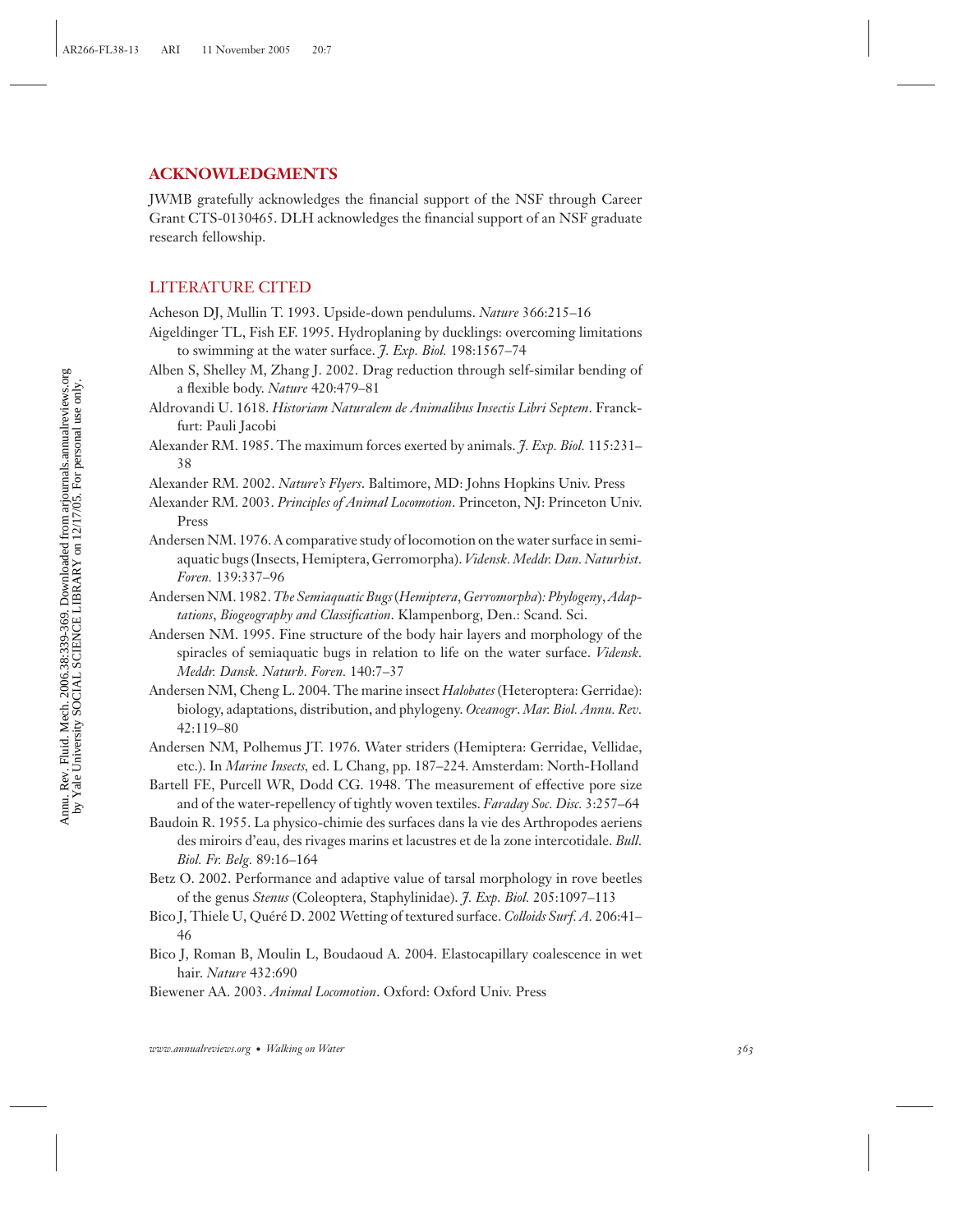## ACKNOWLEDGMENTS

JWMB gratefully acknowledges the financial support of the NSF through Career Grant CTS-0130465. DLH acknowledges the financial support of an NSF graduate research fellowship.

## LITERATURE CITED

Acheson DJ, Mullin T. 1993. Upside-down pendulums. *Nature* 366:215–16

Aigeldinger TL, Fish FE. 1995. Hydroplaning by ducklings: overcoming limitations to swimming at the water surface. *J. Exp. Biol.* 198:1567–74

Alben S, Shelley M, Zhang J. 2002. Drag reduction through self-similar bending of a flexible body. *Nature* 420:479–81

Aldrovandi U. 1618. *Historiam Naturalem de Animalibus Insectis Libri Septem*. Francfurt: Pauli Jacobi

Alexander RM. 1985. The maximum forces exerted by animals. *J. Exp. Biol.* 115:231–38

Alexander RM. 2002. *Nature's Flyers*. Baltimore, MD: Johns Hopkins Univ. Press

Alexander RM. 2003. *Principles of Animal Locomotion*. Princeton, NJ: Princeton Univ. Press

Andersen NM. 1976. A comparative study of locomotion on the water surface in semiaquatic bugs (Insects, Hemiptera, Gerromorpha). *Vidensk. Meddr. Dan. Naturhist. Foren.* 139:337–96

Andersen NM. 1982. *The Semiaquatic Bugs (Hemiptera, Gerromorpha): Phylogeny, Adaptations, Biogeography and Classification*. Klampenborg, Den.: Scand. Sci.

Andersen NM. 1995. Fine structure of the body hair layers and morphology of the spiracles of semiaquatic bugs in relation to life on the water surface. *Vidensk. Meddr. Dansk. Naturh. Foren.* 140:7–37

Andersen NM, Cheng L. 2004. The marine insect *Halobates* (Heteroptera: Gerridae): biology, adaptations, distribution, and phylogeny. *Oceanogr. Mar. Biol. Annu. Rev.* 42:119–80

Andersen NM, Polhemus JT. 1976. Water striders (Hemiptera: Gerridae, Vellidae, etc.). In *Marine Insects,* ed. L Chang, pp. 187–224. Amsterdam: North-Holland

Bartell FE, Purcell WR, Dodd CG. 1948. The measurement of effective pore size and of the water-repellency of tightly woven textiles. *Faraday Soc. Disc.* 3:257–64

Baudoin R. 1955. La physico-chimie des surfaces dans la vie des Arthropodes aeriens des miroirs d'eau, des rivages marins et lacustres et de la zone intercotidale. *Bull. Biol. Fr. Belg.* 89:16–164

Betz O. 2002. Performance and adaptive value of tarsal morphology in rove beetles of the genus *Stenus* (Coleoptera, Staphylinidae). *J. Exp. Biol.* 205:1097–113

Bico J, Thiele U, Quéré D. 2002 Wetting of textured surface. *Colloids Surf. A.* 206:41–46

Bico J, Roman B, Moulin L, Boudaoud A. 2004. Elastocapillary coalescence in wet hair. *Nature* 432:690

Biewener AA. 2003. *Animal Locomotion*. Oxford: Oxford Univ. Press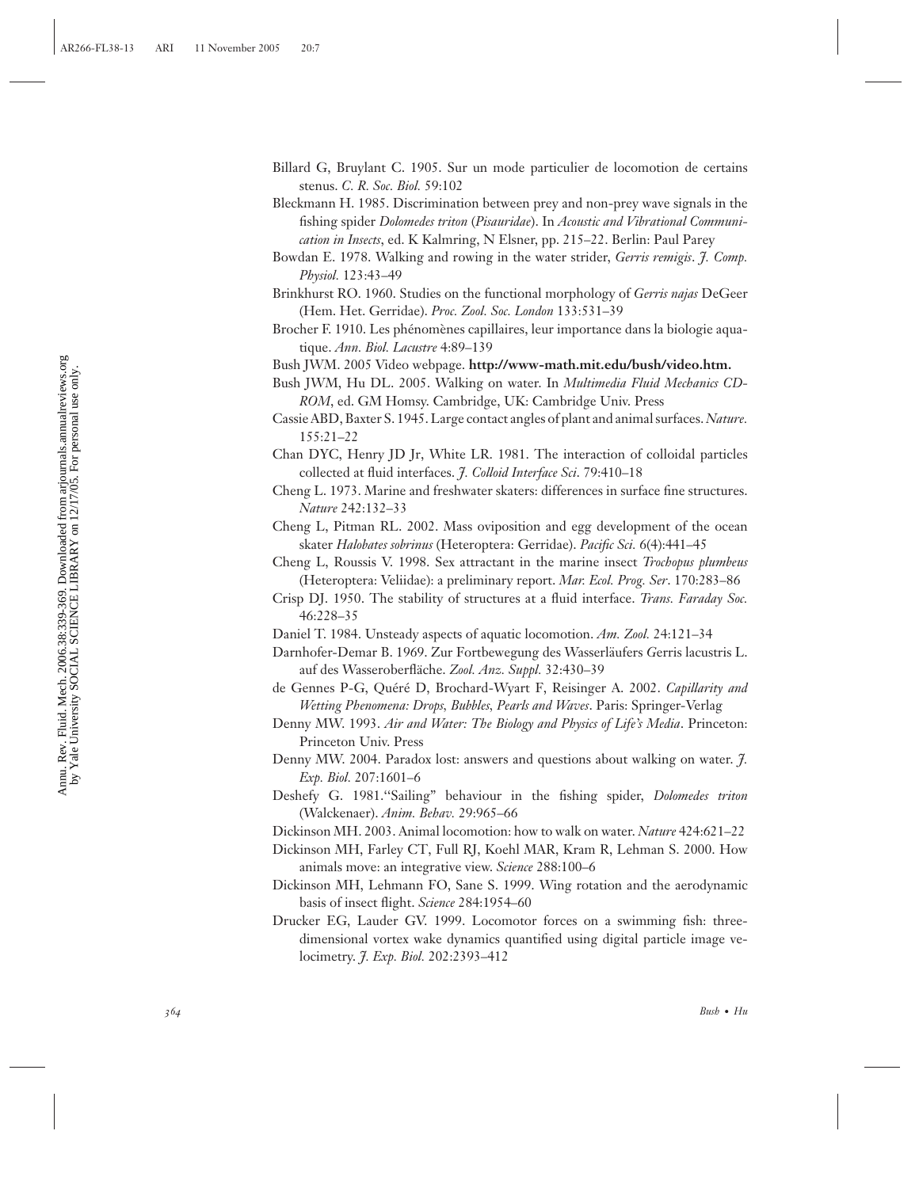Billard G, Bruylant C. 1905. Sur un mode particulier de locomotion de certains stenus. *C. R. Soc. Biol.* 59:102

Bleckmann H. 1985. Discrimination between prey and non-prey wave signals in the fishing spider *Dolomedes triton* (*Pisauridae*). In *Acoustic and Vibrational Communication in Insects*, ed. K Kalmring, N Elsner, pp. 215–22. Berlin: Paul Parey

Bowdan E. 1978. Walking and rowing in the water strider, *Gerris remigis*. *J. Comp. Physiol.* 123:43–49

Brinkhurst RO. 1960. Studies on the functional morphology of *Gerris najas* DeGeer (Hem. Het. Gerridae). *Proc. Zool. Soc. London* 133:531–39

Brocher F. 1910. Les phénomènes capillaires, leur importance dans la biologie aquatique. *Ann. Biol. Lacustre* 4:89–139

Bush JWM. 2005 Video webpage. **http://www-math.mit.edu/bush/video.htm.**

Bush JWM, Hu DL. 2005. Walking on water. In *Multimedia Fluid Mechanics CD-ROM*, ed. GM Homsy. Cambridge, UK: Cambridge Univ. Press

Cassie ABD, Baxter S. 1945. Large contact angles of plant and animal surfaces. *Nature.* 155:21–22

Chan DYC, Henry JD Jr, White LR. 1981. The interaction of colloidal particles collected at fluid interfaces. *J. Colloid Interface Sci.* 79:410–18

Cheng L. 1973. Marine and freshwater skaters: differences in surface fine structures. *Nature* 242:132–33

Cheng L, Pitman RL. 2002. Mass oviposition and egg development of the ocean skater *Halobates sobrinus* (Heteroptera: Gerridae). *Pacific Sci.* 6(4):441–45

Cheng L, Roussis V. 1998. Sex attractant in the marine insect *Trochopus plumbeus* (Heteroptera: Veliidae): a preliminary report. *Mar. Ecol. Prog. Ser.* 170:283–86

Crisp DJ. 1950. The stability of structures at a fluid interface. *Trans. Faraday Soc.* 46:228–35

Daniel T. 1984. Unsteady aspects of aquatic locomotion. *Am. Zool.* 24:121–34

Darnhofer-Demar B. 1969. Zur Fortbewegung des Wasserläufers Gerris lacustris L. auf des Wasseroberfläche. *Zool. Anz. Suppl.* 32:430–39

de Gennes P-G, Quéré D, Brochard-Wyart F, Reisinger A. 2002. *Capillarity and Wetting Phenomena: Drops, Bubbles, Pearls and Waves*. Paris: Springer-Verlag

Denny MW. 1993. *Air and Water: The Biology and Physics of Life's Media*. Princeton: Princeton Univ. Press

Denny MW. 2004. Paradox lost: answers and questions about walking on water. *J. Exp. Biol.* 207:1601–6

Deshefy G. 1981."Sailing" behaviour in the fishing spider, *Dolomedes triton* (Walckenaer). *Anim. Behav.* 29:965–66

Dickinson MH. 2003. Animal locomotion: how to walk on water. *Nature* 424:621–22

Dickinson MH, Farley CT, Full RJ, Koehl MAR, Kram R, Lehman S. 2000. How animals move: an integrative view. *Science* 288:100–6

Dickinson MH, Lehmann FO, Sane S. 1999. Wing rotation and the aerodynamic basis of insect flight. *Science* 284:1954–60

Drucker EG, Lauder GV. 1999. Locomotor forces on a swimming fish: three-dimensional vortex wake dynamics quantified using digital particle image velocimetry. *J. Exp. Biol.* 202:2393–412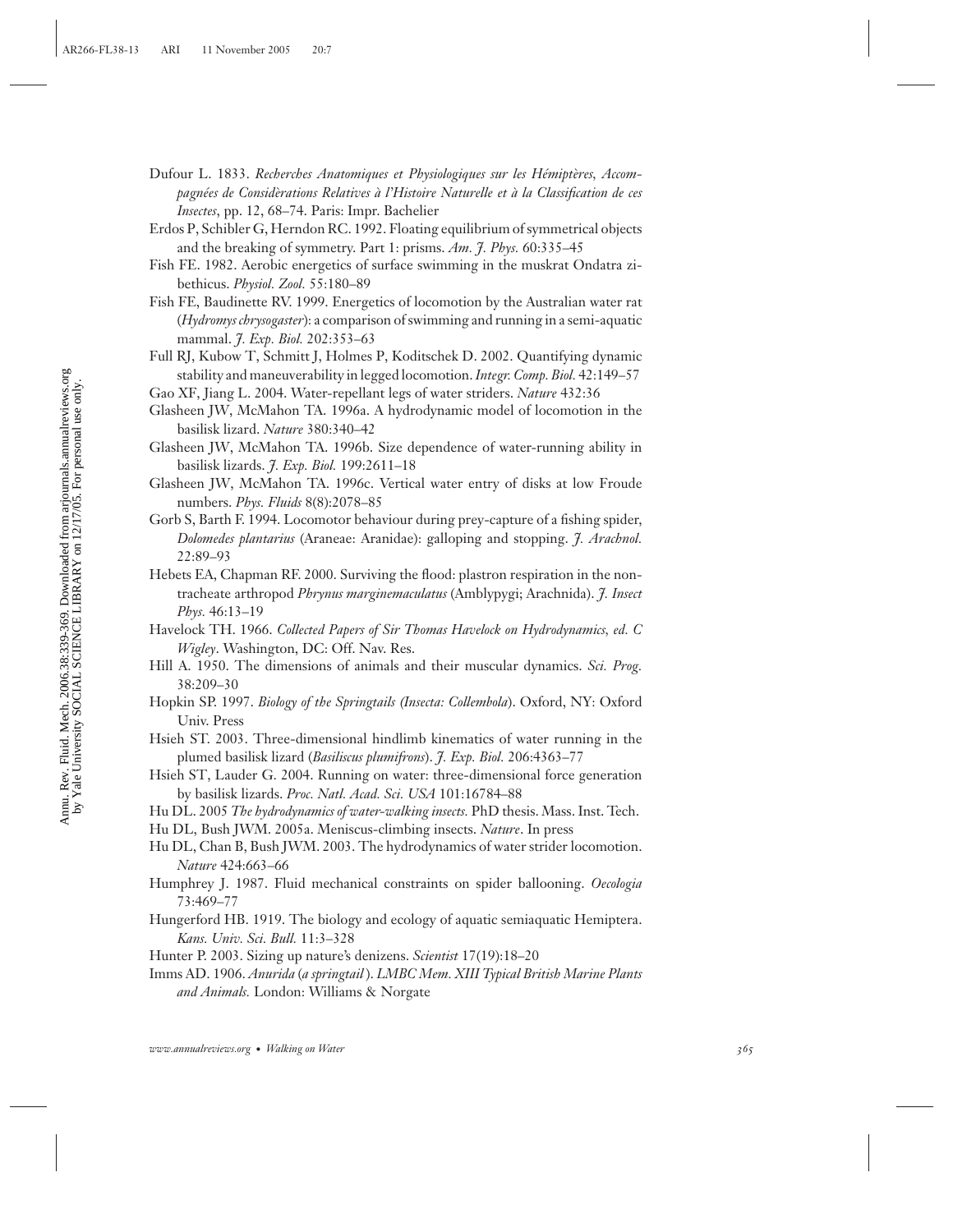Dufour L. 1833. *Recherches Anatomiques et Physiologiques sur les Hémiptères, Accompagnées de Considèrations Relatives à l'Histoire Naturelle et à la Classification de ces Insectes*, pp. 12, 68–74. Paris: Impr. Bachelier

Erdos P, Schibler G, Herndon RC. 1992. Floating equilibrium of symmetrical objects and the breaking of symmetry. Part 1: prisms. *Am. J. Phys.* 60:335–45

Fish FE. 1982. Aerobic energetics of surface swimming in the muskrat Ondatra zibethicus. *Physiol. Zool.* 55:180–89

Fish FE, Baudinette RV. 1999. Energetics of locomotion by the Australian water rat (*Hydromys chrysogaster*): a comparison of swimming and running in a semi-aquatic mammal. *J. Exp. Biol.* 202:353–63

Full RJ, Kubow T, Schmitt J, Holmes P, Koditschek D. 2002. Quantifying dynamic stability and maneuverability in legged locomotion. *Integr. Comp. Biol.* 42:149–57

Gao XF, Jiang L. 2004. Water-repellant legs of water striders. *Nature* 432:36

Glasheen JW, McMahon TA. 1996a. A hydrodynamic model of locomotion in the basilisk lizard. *Nature* 380:340–42

Glasheen JW, McMahon TA. 1996b. Size dependence of water-running ability in basilisk lizards. *J. Exp. Biol.* 199:2611–18

Glasheen JW, McMahon TA. 1996c. Vertical water entry of disks at low Froude numbers. *Phys. Fluids* 8(8):2078–85

Gorb S, Barth F. 1994. Locomotor behaviour during prey-capture of a fishing spider, *Dolomedes plantarius* (Araneae: Aranidae): galloping and stopping. *J. Arachnol.* 22:89–93

Hebets EA, Chapman RF. 2000. Surviving the flood: plastron respiration in the non-tracheate arthropod *Phrynus marginemaculatus* (Amblypygi; Arachnida). *J. Insect Phys.* 46:13–19

Havelock TH. 1966. *Collected Papers of Sir Thomas Havelock on Hydrodynamics, ed. C Wigley*. Washington, DC: Off. Nav. Res.

Hill A. 1950. The dimensions of animals and their muscular dynamics. *Sci. Prog.* 38:209–30

Hopkin SP. 1997. *Biology of the Springtails (Insecta: Collembola)*. Oxford, NY: Oxford Univ. Press

Hsieh ST. 2003. Three-dimensional hindlimb kinematics of water running in the plumed basilisk lizard (*Basiliscus plumifrons*). *J. Exp. Biol.* 206:4363–77

Hsieh ST, Lauder G. 2004. Running on water: three-dimensional force generation by basilisk lizards. *Proc. Natl. Acad. Sci. USA* 101:16784–88

Hu DL. 2005 *The hydrodynamics of water-walking insects.* PhD thesis. Mass. Inst. Tech.

Hu DL, Bush JWM. 2005a. Meniscus-climbing insects. *Nature*. In press

Hu DL, Chan B, Bush JWM. 2003. The hydrodynamics of water strider locomotion. *Nature* 424:663–66

Humphrey J. 1987. Fluid mechanical constraints on spider ballooning. *Oecologia* 73:469–77

Hungerford HB. 1919. The biology and ecology of aquatic semiaquatic Hemiptera. *Kans. Univ. Sci. Bull.* 11:3–328

Hunter P. 2003. Sizing up nature's denizens. *Scientist* 17(19):18–20

Imms AD. 1906. *Anurida (a springtail). LMBC Mem. XIII Typical British Marine Plants and Animals.* London: Williams & Norgate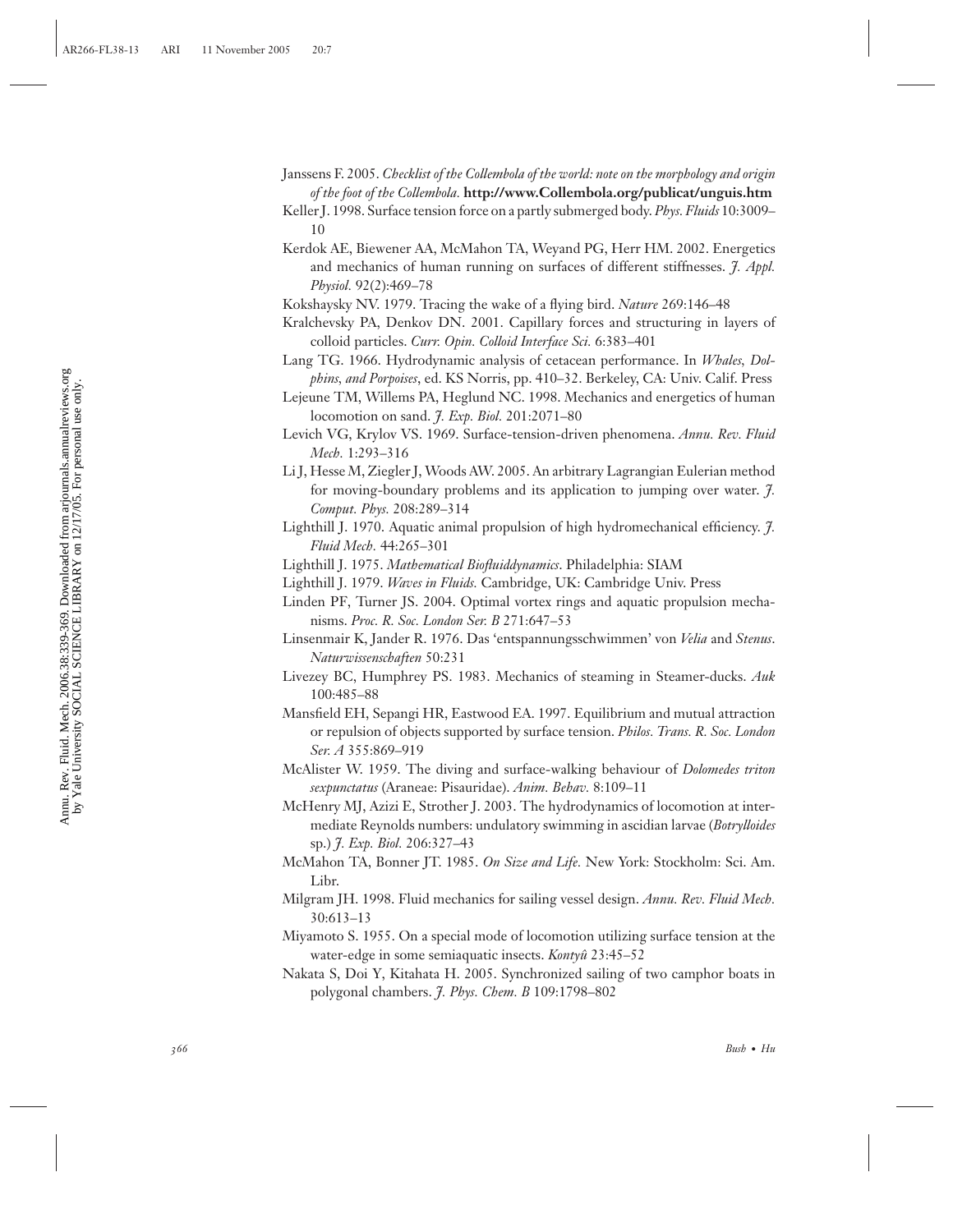Janssens F. 2005. *Checklist of the Collembola of the world: note on the morphology and origin of the foot of the Collembola.* **http://www.Collembola.org/publicat/unguis.htm**

Keller J. 1998. Surface tension force on a partly submerged body. *Phys. Fluids* 10:3009–10

Kerdok AE, Biewener AA, McMahon TA, Weyand PG, Herr HM. 2002. Energetics and mechanics of human running on surfaces of different stiffnesses. *J. Appl. Physiol.* 92(2):469–78

Kokshaysky NV. 1979. Tracing the wake of a flying bird. *Nature* 269:146–48

Kralchevsky PA, Denkov DN. 2001. Capillary forces and structuring in layers of colloid particles. *Curr. Opin. Colloid Interface Sci.* 6:383–401

Lang TG. 1966. Hydrodynamic analysis of cetacean performance. In *Whales, Dolphins, and Porpoises*, ed. KS Norris, pp. 410–32. Berkeley, CA: Univ. Calif. Press

Lejeune TM, Willems PA, Heglund NC. 1998. Mechanics and energetics of human locomotion on sand. *J. Exp. Biol.* 201:2071–80

Levich VG, Krylov VS. 1969. Surface-tension-driven phenomena. *Annu. Rev. Fluid Mech.* 1:293–316

Li J, Hesse M, Ziegler J, Woods AW. 2005. An arbitrary Lagrangian Eulerian method for moving-boundary problems and its application to jumping over water. *J. Comput. Phys.* 208:289–314

Lighthill J. 1970. Aquatic animal propulsion of high hydromechanical efficiency. *J. Fluid Mech.* 44:265–301

Lighthill J. 1975. *Mathematical Biofluiddynamics*. Philadelphia: SIAM

Lighthill J. 1979. *Waves in Fluids.* Cambridge, UK: Cambridge Univ. Press

Linden PF, Turner JS. 2004. Optimal vortex rings and aquatic propulsion mechanisms. *Proc. R. Soc. London Ser. B* 271:647–53

Linsenmair K, Jander R. 1976. Das 'entspannungsschwimmen' von *Velia* and *Stenus*. *Naturwissenschaften* 50:231

Livezey BC, Humphrey PS. 1983. Mechanics of steaming in Steamer-ducks. *Auk* 100:485–88

Mansfield EH, Sepangi HR, Eastwood EA. 1997. Equilibrium and mutual attraction or repulsion of objects supported by surface tension. *Philos. Trans. R. Soc. London Ser. A* 355:869–919

McAlister W. 1959. The diving and surface-walking behaviour of *Dolomedes triton sexpunctatus* (Araneae: Pisauridae). *Anim. Behav.* 8:109–11

McHenry MJ, Azizi E, Strother J. 2003. The hydrodynamics of locomotion at intermediate Reynolds numbers: undulatory swimming in ascidian larvae (*Botrylloides* sp.) *J. Exp. Biol.* 206:327–43

McMahon TA, Bonner JT. 1985. *On Size and Life.* New York: Stockholm: Sci. Am. Libr.

Milgram JH. 1998. Fluid mechanics for sailing vessel design. *Annu. Rev. Fluid Mech.* 30:613–13

Miyamoto S. 1955. On a special mode of locomotion utilizing surface tension at the water-edge in some semiaquatic insects. *Kontyû* 23:45–52

Nakata S, Doi Y, Kitahata H. 2005. Synchronized sailing of two camphor boats in polygonal chambers. *J. Phys. Chem. B* 109:1798–802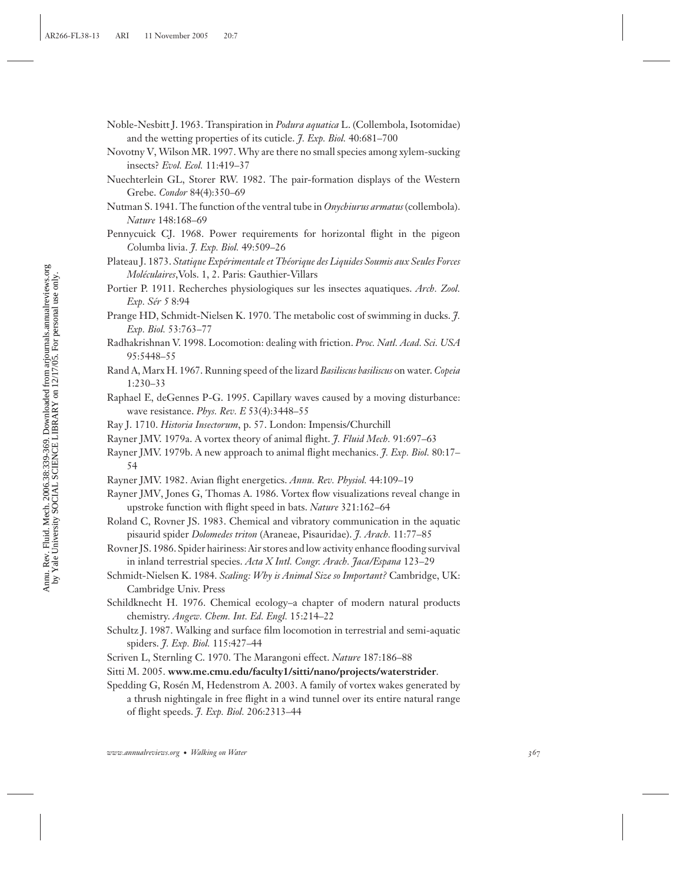Noble-Nesbitt J. 1963. Transpiration in *Podura aquatica* L. (Collembola, Isotomidae) and the wetting properties of its cuticle. *J. Exp. Biol.* 40:681–700

Novotny V, Wilson MR. 1997. Why are there no small species among xylem-sucking insects? *Evol. Ecol.* 11:419–37

Nuechterlein GL, Storer RW. 1982. The pair-formation displays of the Western Grebe. *Condor* 84(4):350–69

Nutman S. 1941. The function of the ventral tube in *Onychiurus armatus* (collembola). *Nature* 148:168–69

Pennycuick CJ. 1968. Power requirements for horizontal flight in the pigeon *C*olumba livia. *J. Exp. Biol.* 49:509–26

Plateau J. 1873. *Statique Expérimentale et Théorique des Liquides Soumis aux Seules Forces Moléculaires*,Vols. 1, 2. Paris: Gauthier-Villars

Portier P. 1911. Recherches physiologiques sur les insectes aquatiques. *Arch. Zool. Exp. Sér 5* 8:94

Prange HD, Schmidt-Nielsen K. 1970. The metabolic cost of swimming in ducks. *J. Exp. Biol.* 53:763–77

Radhakrishnan V. 1998. Locomotion: dealing with friction. *Proc. Natl. Acad. Sci. USA* 95:5448–55

Rand A, Marx H. 1967. Running speed of the lizard *Basiliscus basiliscus* on water. *Copeia* 1:230–33

Raphael E, deGennes P-G. 1995. Capillary waves caused by a moving disturbance: wave resistance. *Phys. Rev. E* 53(4):3448–55

Ray J. 1710. *Historia Insectorum*, p. 57. London: Impensis/Churchill

Rayner JMV. 1979a. A vortex theory of animal flight. *J. Fluid Mech.* 91:697–63

Rayner JMV. 1979b. A new approach to animal flight mechanics. *J. Exp. Biol.* 80:17–54

Rayner JMV. 1982. Avian flight energetics. *Annu. Rev. Physiol.* 44:109–19

Rayner JMV, Jones G, Thomas A. 1986. Vortex flow visualizations reveal change in upstroke function with flight speed in bats. *Nature* 321:162–64

Roland C, Rovner JS. 1983. Chemical and vibratory communication in the aquatic pisaurid spider *Dolomedes triton* (Araneae, Pisauridae). *J. Arach.* 11:77–85

Rovner JS. 1986. Spider hairiness: Air stores and low activity enhance flooding survival in inland terrestrial species. *Acta X Intl. Congr. Arach. Jaca/Espana* 123–29

Schmidt-Nielsen K. 1984. *Scaling: Why is Animal Size so Important?* Cambridge, UK: Cambridge Univ. Press

Schildknecht H. 1976. Chemical ecology–a chapter of modern natural products chemistry. *Angew. Chem. Int. Ed. Engl.* 15:214–22

Schultz J. 1987. Walking and surface film locomotion in terrestrial and semi-aquatic spiders. *J. Exp. Biol.* 115:427–44

Scriven L, Sternling C. 1970. The Marangoni effect. *Nature* 187:186–88

Sitti M. 2005. **www.me.cmu.edu/faculty1/sitti/nano/projects/waterstrider**.

Spedding G, Rosén M, Hedenstrom A. 2003. A family of vortex wakes generated by a thrush nightingale in free flight in a wind tunnel over its entire natural range of flight speeds. *J. Exp. Biol.* 206:2313–44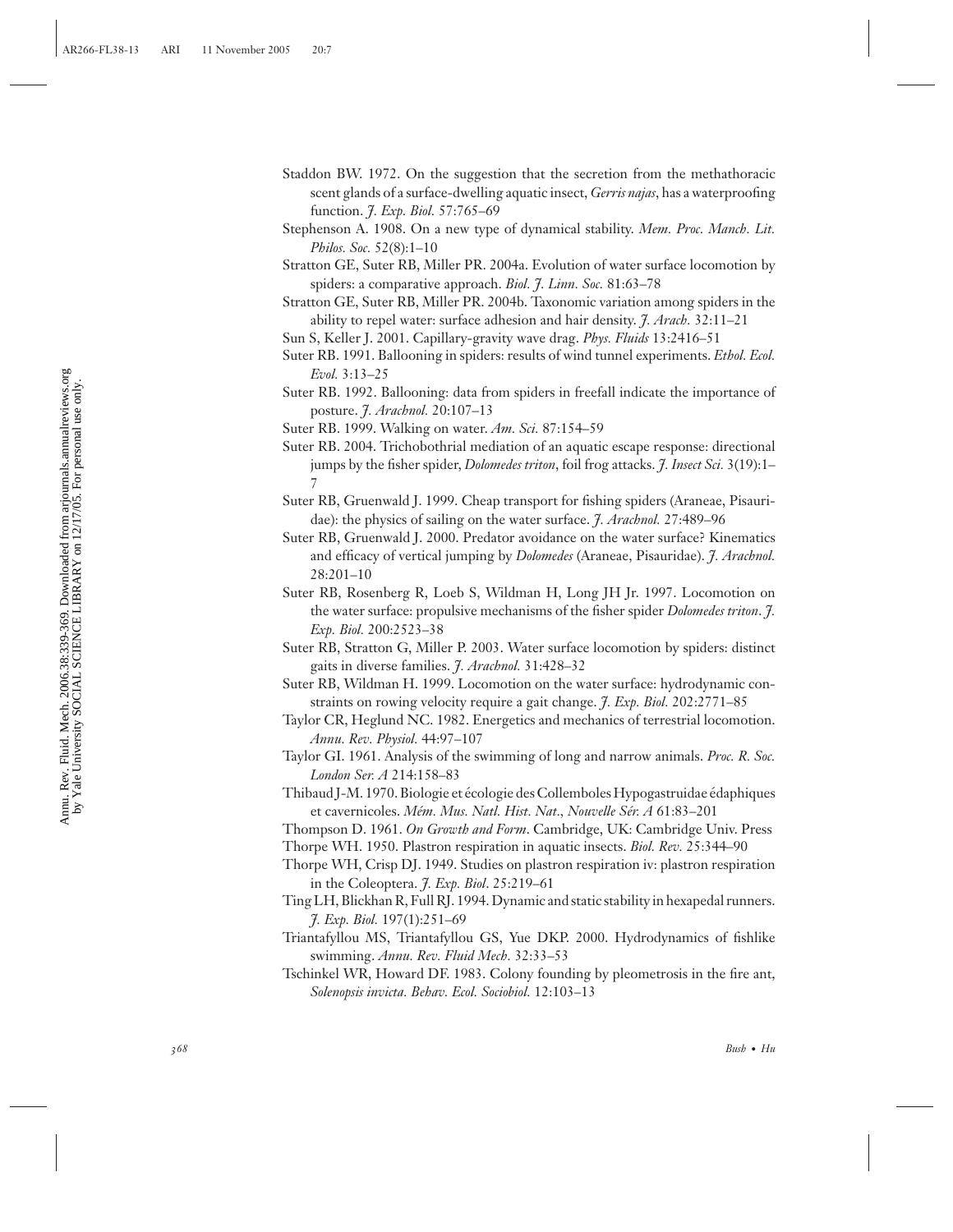Staddon BW. 1972. On the suggestion that the secretion from the methathoracic scent glands of a surface-dwelling aquatic insect, *Gerris najas*, has a waterproofing function. *J. Exp. Biol.* 57:765–69

Stephenson A. 1908. On a new type of dynamical stability. *Mem. Proc. Manch. Lit. Philos. Soc.* 52(8):1–10

Stratton GE, Suter RB, Miller PR. 2004a. Evolution of water surface locomotion by spiders: a comparative approach. *Biol. J. Linn. Soc.* 81:63–78

Stratton GE, Suter RB, Miller PR. 2004b. Taxonomic variation among spiders in the ability to repel water: surface adhesion and hair density. *J. Arach.* 32:11–21

Sun S, Keller J. 2001. Capillary-gravity wave drag. *Phys. Fluids* 13:2416–51

Suter RB. 1991. Ballooning in spiders: results of wind tunnel experiments. *Ethol. Ecol. Evol.* 3:13–25

Suter RB. 1992. Ballooning: data from spiders in freefall indicate the importance of posture. *J. Arachnol.* 20:107–13

Suter RB. 1999. Walking on water. *Am. Sci.* 87:154–59

Suter RB. 2004. Trichobothrial mediation of an aquatic escape response: directional jumps by the fisher spider, *Dolomedes triton*, foil frog attacks. *J. Insect Sci.* 3(19):1–7

Suter RB, Gruenwald J. 1999. Cheap transport for fishing spiders (Araneae, Pisauridae): the physics of sailing on the water surface. *J. Arachnol.* 27:489–96

Suter RB, Gruenwald J. 2000. Predator avoidance on the water surface? Kinematics and efficacy of vertical jumping by *Dolomedes* (Araneae, Pisauridae). *J. Arachnol.* 28:201–10

Suter RB, Rosenberg R, Loeb S, Wildman H, Long JH Jr. 1997. Locomotion on the water surface: propulsive mechanisms of the fisher spider *Dolomedes triton*. *J. Exp. Biol.* 200:2523–38

Suter RB, Stratton G, Miller P. 2003. Water surface locomotion by spiders: distinct gaits in diverse families. *J. Arachnol.* 31:428–32

Suter RB, Wildman H. 1999. Locomotion on the water surface: hydrodynamic constraints on rowing velocity require a gait change. *J. Exp. Biol.* 202:2771–85

Taylor CR, Heglund NC. 1982. Energetics and mechanics of terrestrial locomotion. *Annu. Rev. Physiol.* 44:97–107

Taylor GI. 1961. Analysis of the swimming of long and narrow animals. *Proc. R. Soc. London Ser. A* 214:158–83

Thibaud J-M. 1970. Biologie et écologie des Collemboles Hypogastruidae édaphiques et cavernicoles. *Mém. Mus. Natl. Hist. Nat., Nouvelle Sér. A* 61:83–201

Thompson D. 1961. *On Growth and Form*. Cambridge, UK: Cambridge Univ. Press

Thorpe WH. 1950. Plastron respiration in aquatic insects. *Biol. Rev.* 25:344–90

Thorpe WH, Crisp DJ. 1949. Studies on plastron respiration iv: plastron respiration in the Coleoptera. *J. Exp. Biol.* 25:219–61

Ting LH, Blickhan R, Full RJ. 1994. Dynamic and static stability in hexapedal runners. *J. Exp. Biol.* 197(1):251–69

Triantafyllou MS, Triantafyllou GS, Yue DKP. 2000. Hydrodynamics of fishlike swimming. *Annu. Rev. Fluid Mech.* 32:33–53

Tschinkel WR, Howard DF. 1983. Colony founding by pleometrosis in the fire ant, *Solenopsis invicta*. *Behav. Ecol. Sociobiol.* 12:103–13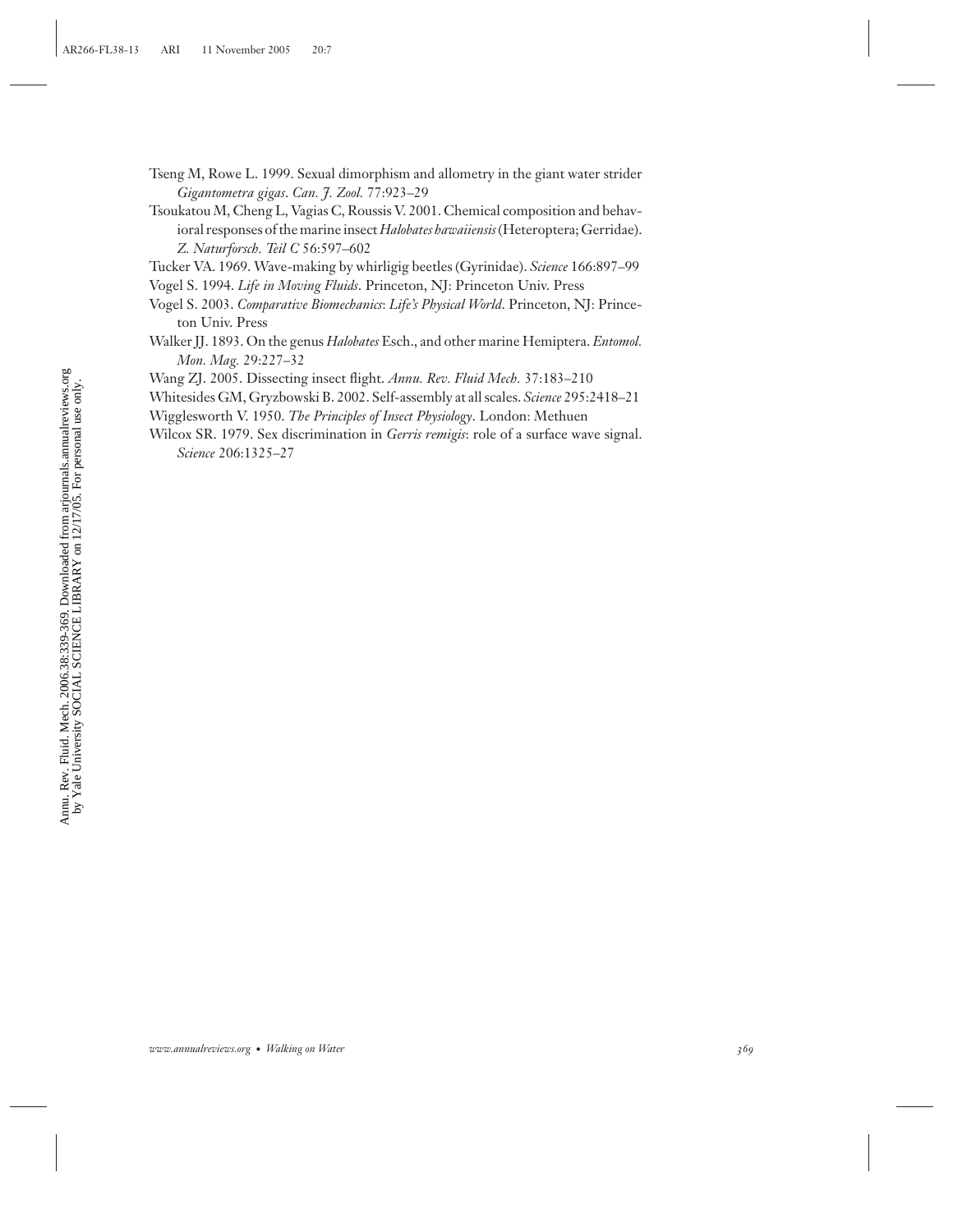Tseng M, Rowe L. 1999. Sexual dimorphism and allometry in the giant water strider *Gigantometra gigas*. *Can. J. Zool.* 77:923–29

Tsoukatou M, Cheng L, Vagias C, Roussis V. 2001. Chemical composition and behavioral responses of the marine insect *Halobates hawaiiensis* (Heteroptera; Gerridae). *Z. Naturforsch. Teil C* 56:597–602

Tucker VA. 1969. Wave-making by whirligig beetles (Gyrinidae). *Science* 166:897–99

Vogel S. 1994. *Life in Moving Fluids*. Princeton, NJ: Princeton Univ. Press

Vogel S. 2003. *Comparative Biomechanics: Life's Physical World*. Princeton, NJ: Princeton Univ. Press

Walker JJ. 1893. On the genus *Halobates* Esch., and other marine Hemiptera. *Entomol. Mon. Mag.* 29:227–32

Wang ZJ. 2005. Dissecting insect flight. *Annu. Rev. Fluid Mech.* 37:183–210

Whitesides GM, Gryzbowski B. 2002. Self-assembly at all scales. *Science* 295:2418–21

Wigglesworth V. 1950. *The Principles of Insect Physiology*. London: Methuen

Wilcox SR. 1979. Sex discrimination in *Gerris remigis*: role of a surface wave signal. *Science* 206:1325–27